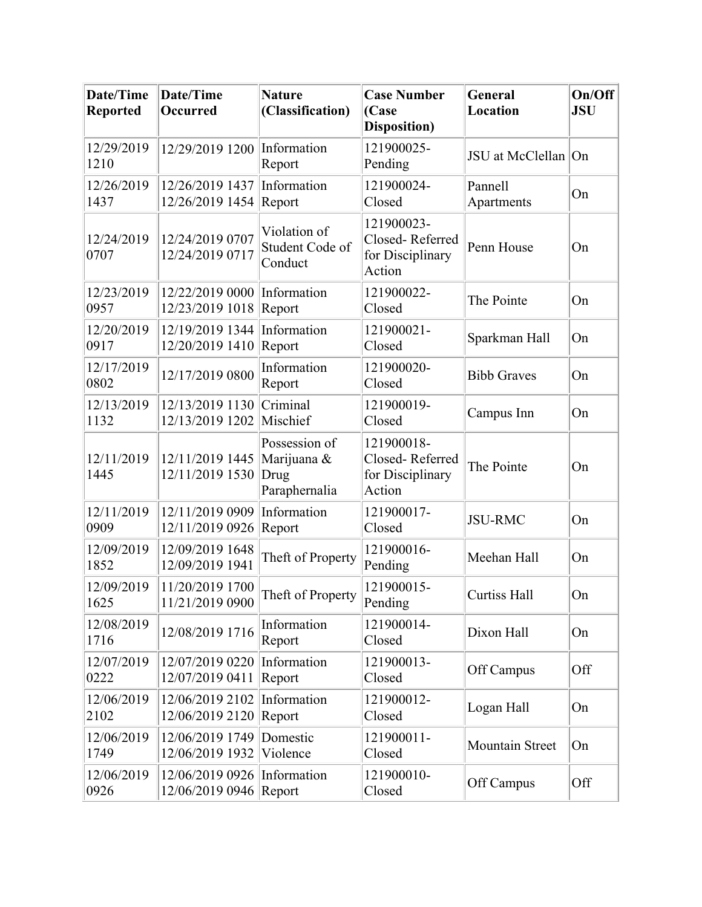| Date/Time Reported | Date/Time Occurred | Nature (Classification) | Case Number (Case Disposition) | General Location | On/Off JSU |
|---|---|---|---|---|---|
| 12/29/2019 1210 | 12/29/2019 1200 | Information Report | 121900025- Pending | JSU at McClellan | On |
| 12/26/2019 1437 | 12/26/2019 1437 12/26/2019 1454 | Information Report | 121900024- Closed | Pannell Apartments | On |
| 12/24/2019 0707 | 12/24/2019 0707 12/24/2019 0717 | Violation of Student Code of Conduct | 121900023- Closed- Referred for Disciplinary Action | Penn House | On |
| 12/23/2019 0957 | 12/22/2019 0000 12/23/2019 1018 | Information Report | 121900022- Closed | The Pointe | On |
| 12/20/2019 0917 | 12/19/2019 1344 12/20/2019 1410 | Information Report | 121900021- Closed | Sparkman Hall | On |
| 12/17/2019 0802 | 12/17/2019 0800 | Information Report | 121900020- Closed | Bibb Graves | On |
| 12/13/2019 1132 | 12/13/2019 1130 12/13/2019 1202 | Criminal Mischief | 121900019- Closed | Campus Inn | On |
| 12/11/2019 1445 | 12/11/2019 1445 12/11/2019 1530 | Possession of Marijuana & Drug Paraphernalia | 121900018- Closed- Referred for Disciplinary Action | The Pointe | On |
| 12/11/2019 0909 | 12/11/2019 0909 12/11/2019 0926 | Information Report | 121900017- Closed | JSU-RMC | On |
| 12/09/2019 1852 | 12/09/2019 1648 12/09/2019 1941 | Theft of Property | 121900016- Pending | Meehan Hall | On |
| 12/09/2019 1625 | 11/20/2019 1700 11/21/2019 0900 | Theft of Property | 121900015- Pending | Curtiss Hall | On |
| 12/08/2019 1716 | 12/08/2019 1716 | Information Report | 121900014- Closed | Dixon Hall | On |
| 12/07/2019 0222 | 12/07/2019 0220 12/07/2019 0411 | Information Report | 121900013- Closed | Off Campus | Off |
| 12/06/2019 2102 | 12/06/2019 2102 12/06/2019 2120 | Information Report | 121900012- Closed | Logan Hall | On |
| 12/06/2019 1749 | 12/06/2019 1749 12/06/2019 1932 | Domestic Violence | 121900011- Closed | Mountain Street | On |
| 12/06/2019 0926 | 12/06/2019 0926 12/06/2019 0946 | Information Report | 121900010- Closed | Off Campus | Off |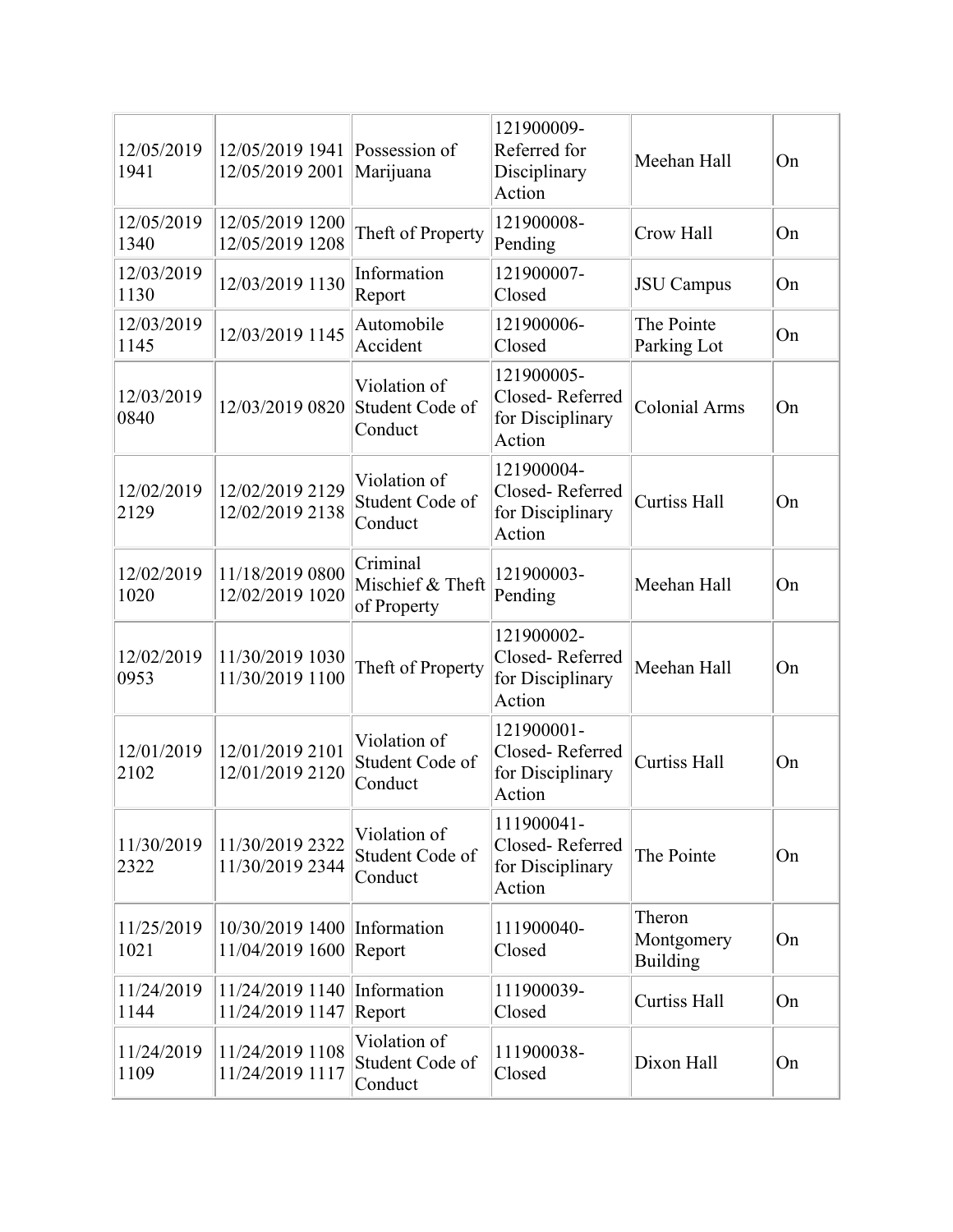| | | | | | |
|---|---|---|---|---|---|
| 12/05/2019 1941 | 12/05/2019 1941 12/05/2019 2001 | Possession of Marijuana | 121900009- Referred for Disciplinary Action | Meehan Hall | On |
| 12/05/2019 1340 | 12/05/2019 1200 12/05/2019 1208 | Theft of Property | 121900008- Pending | Crow Hall | On |
| 12/03/2019 1130 | 12/03/2019 1130 | Information Report | 121900007- Closed | JSU Campus | On |
| 12/03/2019 1145 | 12/03/2019 1145 | Automobile Accident | 121900006- Closed | The Pointe Parking Lot | On |
| 12/03/2019 0840 | 12/03/2019 0820 | Violation of Student Code of Conduct | 121900005- Closed- Referred for Disciplinary Action | Colonial Arms | On |
| 12/02/2019 2129 | 12/02/2019 2129 12/02/2019 2138 | Violation of Student Code of Conduct | 121900004- Closed- Referred for Disciplinary Action | Curtiss Hall | On |
| 12/02/2019 1020 | 11/18/2019 0800 12/02/2019 1020 | Criminal Mischief & Theft of Property | 121900003- Pending | Meehan Hall | On |
| 12/02/2019 0953 | 11/30/2019 1030 11/30/2019 1100 | Theft of Property | 121900002- Closed- Referred for Disciplinary Action | Meehan Hall | On |
| 12/01/2019 2102 | 12/01/2019 2101 12/01/2019 2120 | Violation of Student Code of Conduct | 121900001- Closed- Referred for Disciplinary Action | Curtiss Hall | On |
| 11/30/2019 2322 | 11/30/2019 2322 11/30/2019 2344 | Violation of Student Code of Conduct | 111900041- Closed- Referred for Disciplinary Action | The Pointe | On |
| 11/25/2019 1021 | 10/30/2019 1400 11/04/2019 1600 | Information Report | 111900040- Closed | Theron Montgomery Building | On |
| 11/24/2019 1144 | 11/24/2019 1140 11/24/2019 1147 | Information Report | 111900039- Closed | Curtiss Hall | On |
| 11/24/2019 1109 | 11/24/2019 1108 11/24/2019 1117 | Violation of Student Code of Conduct | 111900038- Closed | Dixon Hall | On |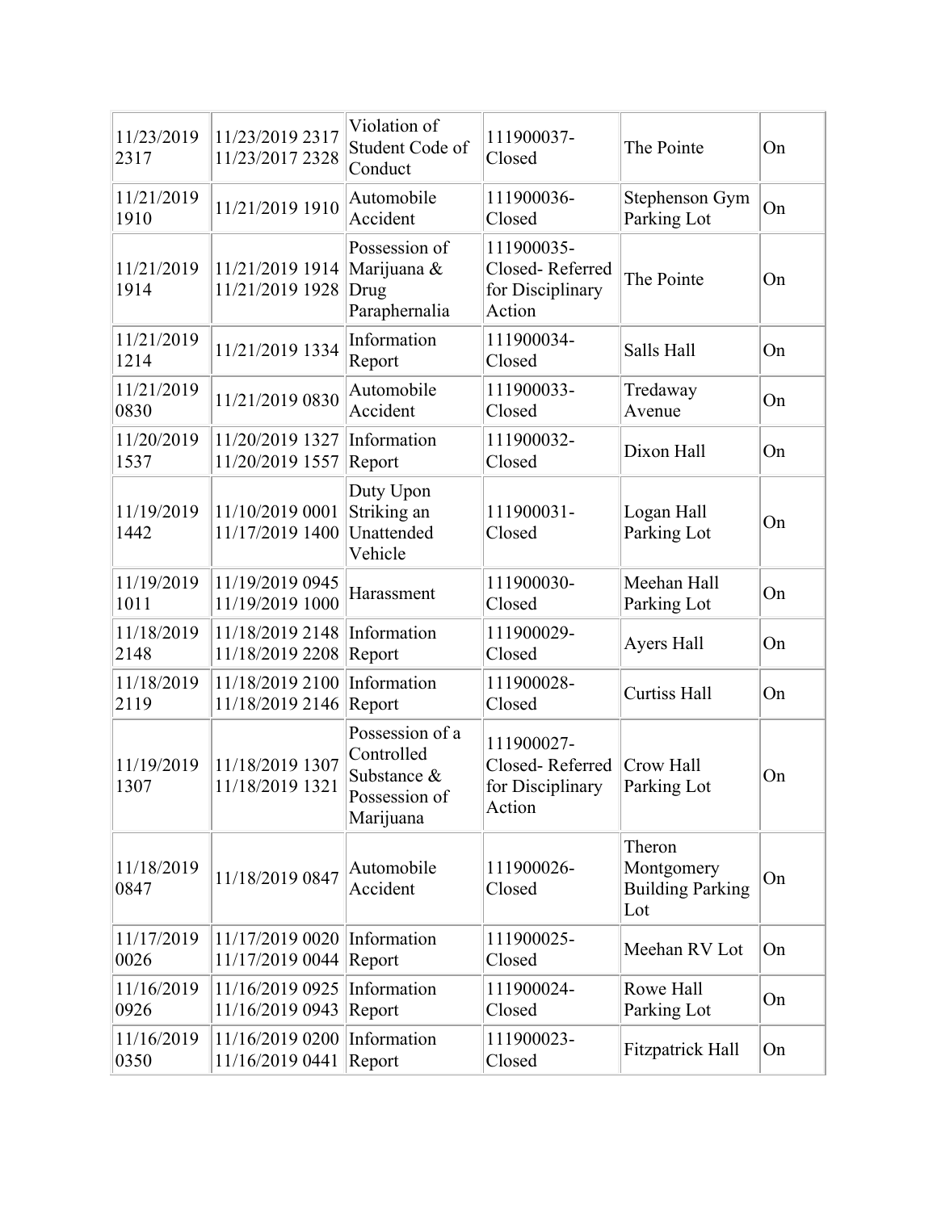| | | | | | |
|---|---|---|---|---|---|
| 11/23/2019 2317 | 11/23/2019 2317 11/23/2017 2328 | Violation of Student Code of Conduct | 111900037-Closed | The Pointe | On |
| 11/21/2019 1910 | 11/21/2019 1910 | Automobile Accident | 111900036-Closed | Stephenson Gym Parking Lot | On |
| 11/21/2019 1914 | 11/21/2019 1914 11/21/2019 1928 | Possession of Marijuana & Drug Paraphernalia | 111900035-Closed- Referred for Disciplinary Action | The Pointe | On |
| 11/21/2019 1214 | 11/21/2019 1334 | Information Report | 111900034-Closed | Salls Hall | On |
| 11/21/2019 0830 | 11/21/2019 0830 | Automobile Accident | 111900033-Closed | Tredaway Avenue | On |
| 11/20/2019 1537 | 11/20/2019 1327 11/20/2019 1557 | Information Report | 111900032-Closed | Dixon Hall | On |
| 11/19/2019 1442 | 11/10/2019 0001 11/17/2019 1400 | Duty Upon Striking an Unattended Vehicle | 111900031-Closed | Logan Hall Parking Lot | On |
| 11/19/2019 1011 | 11/19/2019 0945 11/19/2019 1000 | Harassment | 111900030-Closed | Meehan Hall Parking Lot | On |
| 11/18/2019 2148 | 11/18/2019 2148 11/18/2019 2208 | Information Report | 111900029-Closed | Ayers Hall | On |
| 11/18/2019 2119 | 11/18/2019 2100 11/18/2019 2146 | Information Report | 111900028-Closed | Curtiss Hall | On |
| 11/19/2019 1307 | 11/18/2019 1307 11/18/2019 1321 | Possession of a Controlled Substance & Possession of Marijuana | 111900027-Closed- Referred for Disciplinary Action | Crow Hall Parking Lot | On |
| 11/18/2019 0847 | 11/18/2019 0847 | Automobile Accident | 111900026-Closed | Theron Montgomery Building Parking Lot | On |
| 11/17/2019 0026 | 11/17/2019 0020 11/17/2019 0044 | Information Report | 111900025-Closed | Meehan RV Lot | On |
| 11/16/2019 0926 | 11/16/2019 0925 11/16/2019 0943 | Information Report | 111900024-Closed | Rowe Hall Parking Lot | On |
| 11/16/2019 0350 | 11/16/2019 0200 11/16/2019 0441 | Information Report | 111900023-Closed | Fitzpatrick Hall | On |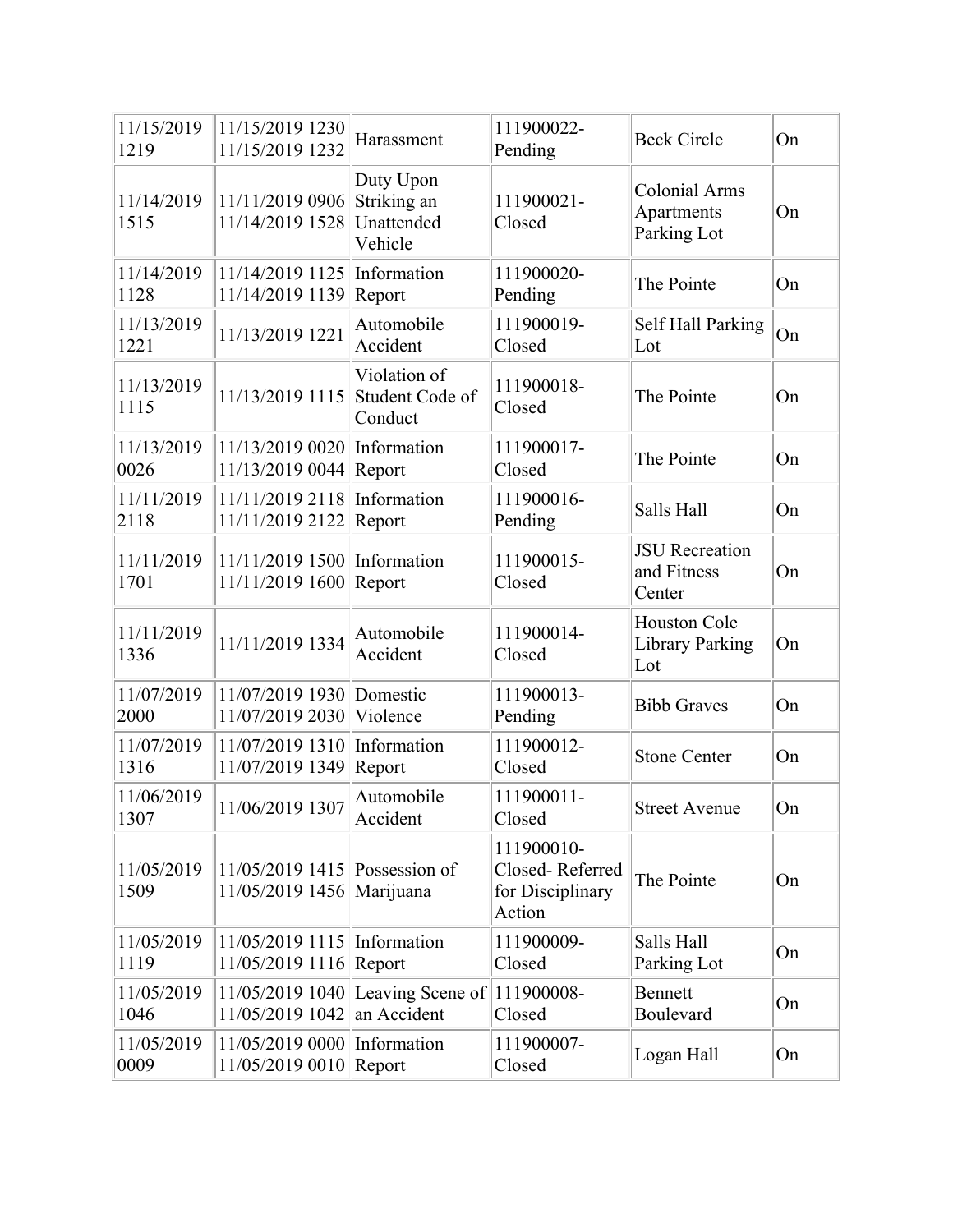| | | | | | |
|---|---|---|---|---|---|
| 11/15/2019 1219 | 11/15/2019 1230 11/15/2019 1232 | Harassment | 111900022-Pending | Beck Circle | On |
| 11/14/2019 1515 | 11/11/2019 0906 11/14/2019 1528 | Duty Upon Striking an Unattended Vehicle | 111900021-Closed | Colonial Arms Apartments Parking Lot | On |
| 11/14/2019 1128 | 11/14/2019 1125 11/14/2019 1139 | Information Report | 111900020-Pending | The Pointe | On |
| 11/13/2019 1221 | 11/13/2019 1221 | Automobile Accident | 111900019-Closed | Self Hall Parking Lot | On |
| 11/13/2019 1115 | 11/13/2019 1115 | Violation of Student Code of Conduct | 111900018-Closed | The Pointe | On |
| 11/13/2019 0026 | 11/13/2019 0020 11/13/2019 0044 | Information Report | 111900017-Closed | The Pointe | On |
| 11/11/2019 2118 | 11/11/2019 2118 11/11/2019 2122 | Information Report | 111900016-Pending | Salls Hall | On |
| 11/11/2019 1701 | 11/11/2019 1500 11/11/2019 1600 | Information Report | 111900015-Closed | JSU Recreation and Fitness Center | On |
| 11/11/2019 1336 | 11/11/2019 1334 | Automobile Accident | 111900014-Closed | Houston Cole Library Parking Lot | On |
| 11/07/2019 2000 | 11/07/2019 1930 11/07/2019 2030 | Domestic Violence | 111900013-Pending | Bibb Graves | On |
| 11/07/2019 1316 | 11/07/2019 1310 11/07/2019 1349 | Information Report | 111900012-Closed | Stone Center | On |
| 11/06/2019 1307 | 11/06/2019 1307 | Automobile Accident | 111900011-Closed | Street Avenue | On |
| 11/05/2019 1509 | 11/05/2019 1415 11/05/2019 1456 | Possession of Marijuana | 111900010-Closed- Referred for Disciplinary Action | The Pointe | On |
| 11/05/2019 1119 | 11/05/2019 1115 11/05/2019 1116 | Information Report | 111900009-Closed | Salls Hall Parking Lot | On |
| 11/05/2019 1046 | 11/05/2019 1040 11/05/2019 1042 | Leaving Scene of an Accident | 111900008-Closed | Bennett Boulevard | On |
| 11/05/2019 0009 | 11/05/2019 0000 11/05/2019 0010 | Information Report | 111900007-Closed | Logan Hall | On |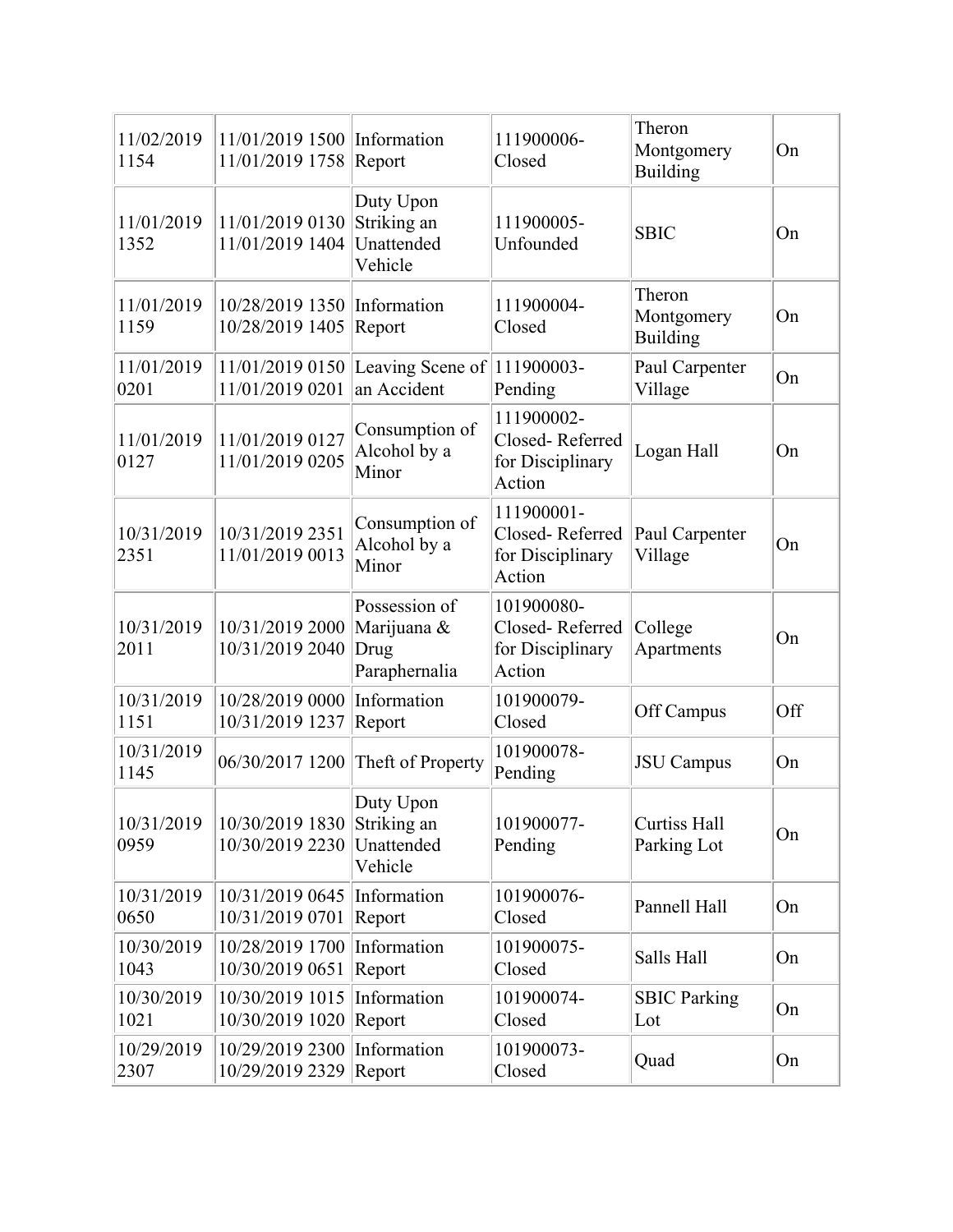| | | | | | |
|---|---|---|---|---|---|
| 11/02/2019 1154 | 11/01/2019 1500 11/01/2019 1758 | Information Report | 111900006- Closed | Theron Montgomery Building | On |
| 11/01/2019 1352 | 11/01/2019 0130 11/01/2019 1404 | Duty Upon Striking an Unattended Vehicle | 111900005- Unfounded | SBIC | On |
| 11/01/2019 1159 | 10/28/2019 1350 10/28/2019 1405 | Information Report | 111900004- Closed | Theron Montgomery Building | On |
| 11/01/2019 0201 | 11/01/2019 0150 11/01/2019 0201 | Leaving Scene of an Accident | 111900003- Pending | Paul Carpenter Village | On |
| 11/01/2019 0127 | 11/01/2019 0127 11/01/2019 0205 | Consumption of Alcohol by a Minor | 111900002- Closed- Referred for Disciplinary Action | Logan Hall | On |
| 10/31/2019 2351 | 10/31/2019 2351 11/01/2019 0013 | Consumption of Alcohol by a Minor | 111900001- Closed- Referred for Disciplinary Action | Paul Carpenter Village | On |
| 10/31/2019 2011 | 10/31/2019 2000 10/31/2019 2040 | Possession of Marijuana & Drug Paraphernalia | 101900080- Closed- Referred for Disciplinary Action | College Apartments | On |
| 10/31/2019 1151 | 10/28/2019 0000 10/31/2019 1237 | Information Report | 101900079- Closed | Off Campus | Off |
| 10/31/2019 1145 | 06/30/2017 1200 | Theft of Property | 101900078- Pending | JSU Campus | On |
| 10/31/2019 0959 | 10/30/2019 1830 10/30/2019 2230 | Duty Upon Striking an Unattended Vehicle | 101900077- Pending | Curtiss Hall Parking Lot | On |
| 10/31/2019 0650 | 10/31/2019 0645 10/31/2019 0701 | Information Report | 101900076- Closed | Pannell Hall | On |
| 10/30/2019 1043 | 10/28/2019 1700 10/30/2019 0651 | Information Report | 101900075- Closed | Salls Hall | On |
| 10/30/2019 1021 | 10/30/2019 1015 10/30/2019 1020 | Information Report | 101900074- Closed | SBIC Parking Lot | On |
| 10/29/2019 2307 | 10/29/2019 2300 10/29/2019 2329 | Information Report | 101900073- Closed | Quad | On |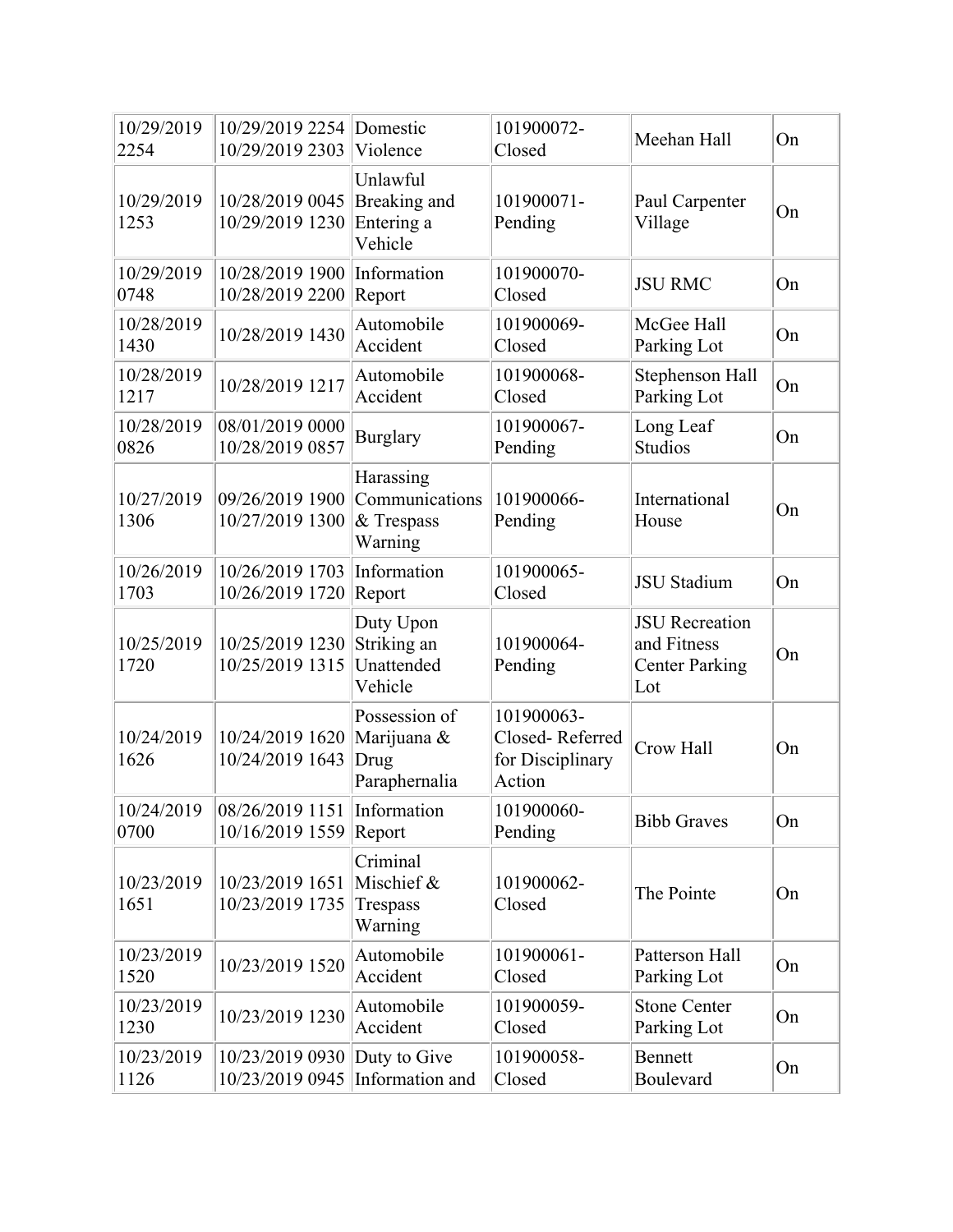| | | | | | |
|---|---|---|---|---|---|
| 10/29/2019 2254 | 10/29/2019 2254 10/29/2019 2303 | Domestic Violence | 101900072-Closed | Meehan Hall | On |
| 10/29/2019 1253 | 10/28/2019 0045 10/29/2019 1230 | Unlawful Breaking and Entering a Vehicle | 101900071-Pending | Paul Carpenter Village | On |
| 10/29/2019 0748 | 10/28/2019 1900 10/28/2019 2200 | Information Report | 101900070-Closed | JSU RMC | On |
| 10/28/2019 1430 | 10/28/2019 1430 | Automobile Accident | 101900069-Closed | McGee Hall Parking Lot | On |
| 10/28/2019 1217 | 10/28/2019 1217 | Automobile Accident | 101900068-Closed | Stephenson Hall Parking Lot | On |
| 10/28/2019 0826 | 08/01/2019 0000 10/28/2019 0857 | Burglary | 101900067-Pending | Long Leaf Studios | On |
| 10/27/2019 1306 | 09/26/2019 1900 10/27/2019 1300 | Harassing Communications & Trespass Warning | 101900066-Pending | International House | On |
| 10/26/2019 1703 | 10/26/2019 1703 10/26/2019 1720 | Information Report | 101900065-Closed | JSU Stadium | On |
| 10/25/2019 1720 | 10/25/2019 1230 10/25/2019 1315 | Duty Upon Striking an Unattended Vehicle | 101900064-Pending | JSU Recreation and Fitness Center Parking Lot | On |
| 10/24/2019 1626 | 10/24/2019 1620 10/24/2019 1643 | Possession of Marijuana & Drug Paraphernalia | 101900063-Closed- Referred for Disciplinary Action | Crow Hall | On |
| 10/24/2019 0700 | 08/26/2019 1151 10/16/2019 1559 | Information Report | 101900060-Pending | Bibb Graves | On |
| 10/23/2019 1651 | 10/23/2019 1651 10/23/2019 1735 | Criminal Mischief & Trespass Warning | 101900062-Closed | The Pointe | On |
| 10/23/2019 1520 | 10/23/2019 1520 | Automobile Accident | 101900061-Closed | Patterson Hall Parking Lot | On |
| 10/23/2019 1230 | 10/23/2019 1230 | Automobile Accident | 101900059-Closed | Stone Center Parking Lot | On |
| 10/23/2019 1126 | 10/23/2019 0930 10/23/2019 0945 | Duty to Give Information and | 101900058-Closed | Bennett Boulevard | On |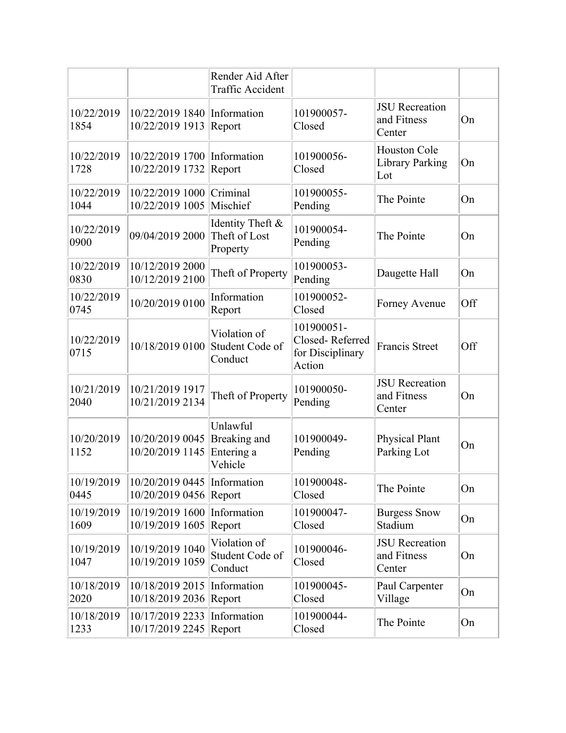|  |  | Render Aid After Traffic Accident |  |  |  |
|---|---|---|---|---|---|
| 10/22/2019 1854 | 10/22/2019 1840 10/22/2019 1913 | Information Report | 101900057-Closed | JSU Recreation and Fitness Center | On |
| 10/22/2019 1728 | 10/22/2019 1700 10/22/2019 1732 | Information Report | 101900056-Closed | Houston Cole Library Parking Lot | On |
| 10/22/2019 1044 | 10/22/2019 1000 10/22/2019 1005 | Criminal Mischief | 101900055-Pending | The Pointe | On |
| 10/22/2019 0900 | 09/04/2019 2000 | Identity Theft & Theft of Lost Property | 101900054-Pending | The Pointe | On |
| 10/22/2019 0830 | 10/12/2019 2000 10/12/2019 2100 | Theft of Property | 101900053-Pending | Daugette Hall | On |
| 10/22/2019 0745 | 10/20/2019 0100 | Information Report | 101900052-Closed | Forney Avenue | Off |
| 10/22/2019 0715 | 10/18/2019 0100 | Violation of Student Code of Conduct | 101900051-Closed- Referred for Disciplinary Action | Francis Street | Off |
| 10/21/2019 2040 | 10/21/2019 1917 10/21/2019 2134 | Theft of Property | 101900050-Pending | JSU Recreation and Fitness Center | On |
| 10/20/2019 1152 | 10/20/2019 0045 10/20/2019 1145 | Unlawful Breaking and Entering a Vehicle | 101900049-Pending | Physical Plant Parking Lot | On |
| 10/19/2019 0445 | 10/20/2019 0445 10/20/2019 0456 | Information Report | 101900048-Closed | The Pointe | On |
| 10/19/2019 1609 | 10/19/2019 1600 10/19/2019 1605 | Information Report | 101900047-Closed | Burgess Snow Stadium | On |
| 10/19/2019 1047 | 10/19/2019 1040 10/19/2019 1059 | Violation of Student Code of Conduct | 101900046-Closed | JSU Recreation and Fitness Center | On |
| 10/18/2019 2020 | 10/18/2019 2015 10/18/2019 2036 | Information Report | 101900045-Closed | Paul Carpenter Village | On |
| 10/18/2019 1233 | 10/17/2019 2233 10/17/2019 2245 | Information Report | 101900044-Closed | The Pointe | On |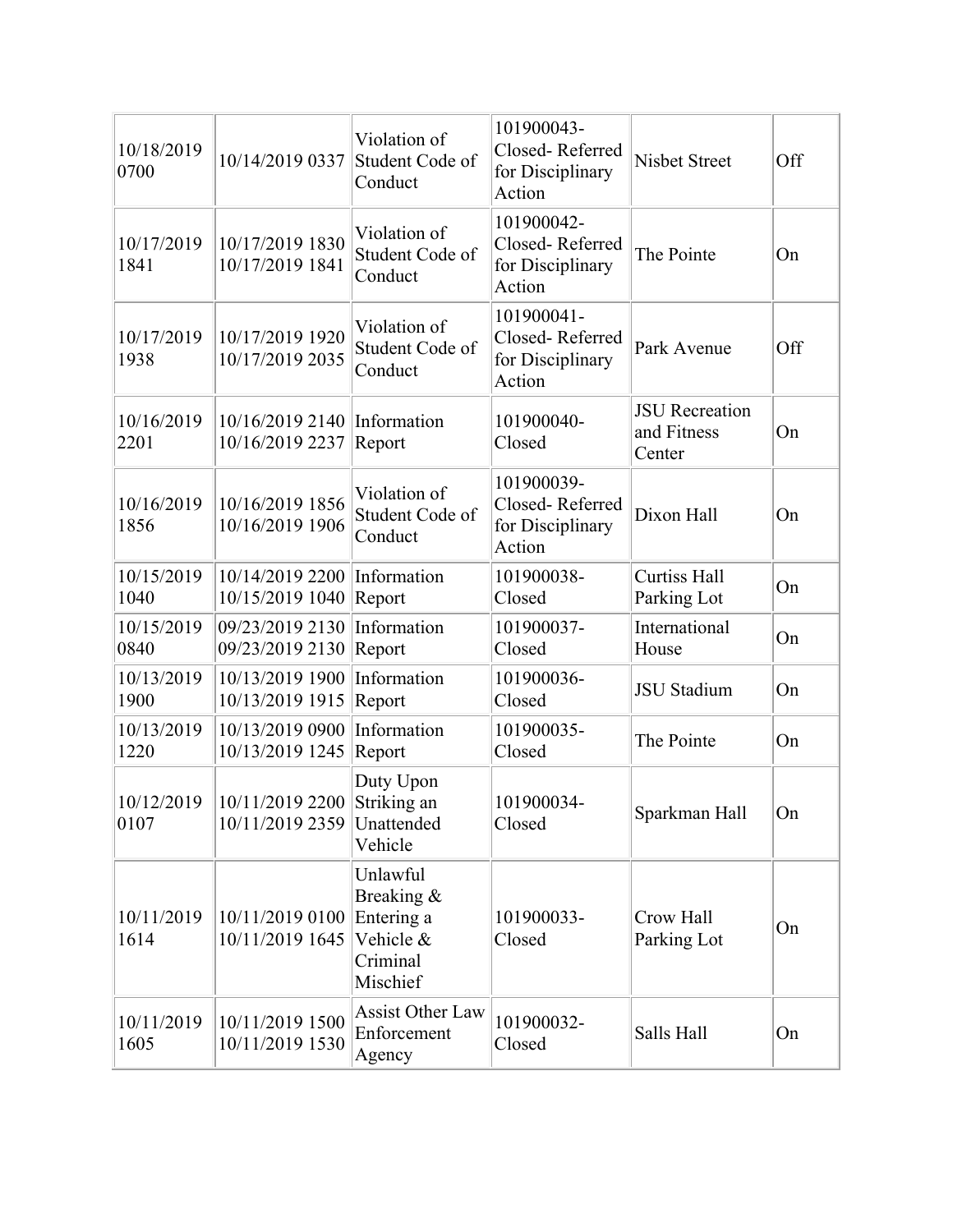| | | | | | |
|---|---|---|---|---|---|
| 10/18/2019 0700 | 10/14/2019 0337 | Violation of Student Code of Conduct | 101900043- Closed- Referred for Disciplinary Action | Nisbet Street | Off |
| 10/17/2019 1841 | 10/17/2019 1830 10/17/2019 1841 | Violation of Student Code of Conduct | 101900042- Closed- Referred for Disciplinary Action | The Pointe | On |
| 10/17/2019 1938 | 10/17/2019 1920 10/17/2019 2035 | Violation of Student Code of Conduct | 101900041- Closed- Referred for Disciplinary Action | Park Avenue | Off |
| 10/16/2019 2201 | 10/16/2019 2140 10/16/2019 2237 | Information Report | 101900040- Closed | JSU Recreation and Fitness Center | On |
| 10/16/2019 1856 | 10/16/2019 1856 10/16/2019 1906 | Violation of Student Code of Conduct | 101900039- Closed- Referred for Disciplinary Action | Dixon Hall | On |
| 10/15/2019 1040 | 10/14/2019 2200 10/15/2019 1040 | Information Report | 101900038- Closed | Curtiss Hall Parking Lot | On |
| 10/15/2019 0840 | 09/23/2019 2130 09/23/2019 2130 | Information Report | 101900037- Closed | International House | On |
| 10/13/2019 1900 | 10/13/2019 1900 10/13/2019 1915 | Information Report | 101900036- Closed | JSU Stadium | On |
| 10/13/2019 1220 | 10/13/2019 0900 10/13/2019 1245 | Information Report | 101900035- Closed | The Pointe | On |
| 10/12/2019 0107 | 10/11/2019 2200 10/11/2019 2359 | Duty Upon Striking an Unattended Vehicle | 101900034- Closed | Sparkman Hall | On |
| 10/11/2019 1614 | 10/11/2019 0100 10/11/2019 1645 | Unlawful Breaking & Entering a Vehicle & Criminal Mischief | 101900033- Closed | Crow Hall Parking Lot | On |
| 10/11/2019 1605 | 10/11/2019 1500 10/11/2019 1530 | Assist Other Law Enforcement Agency | 101900032- Closed | Salls Hall | On |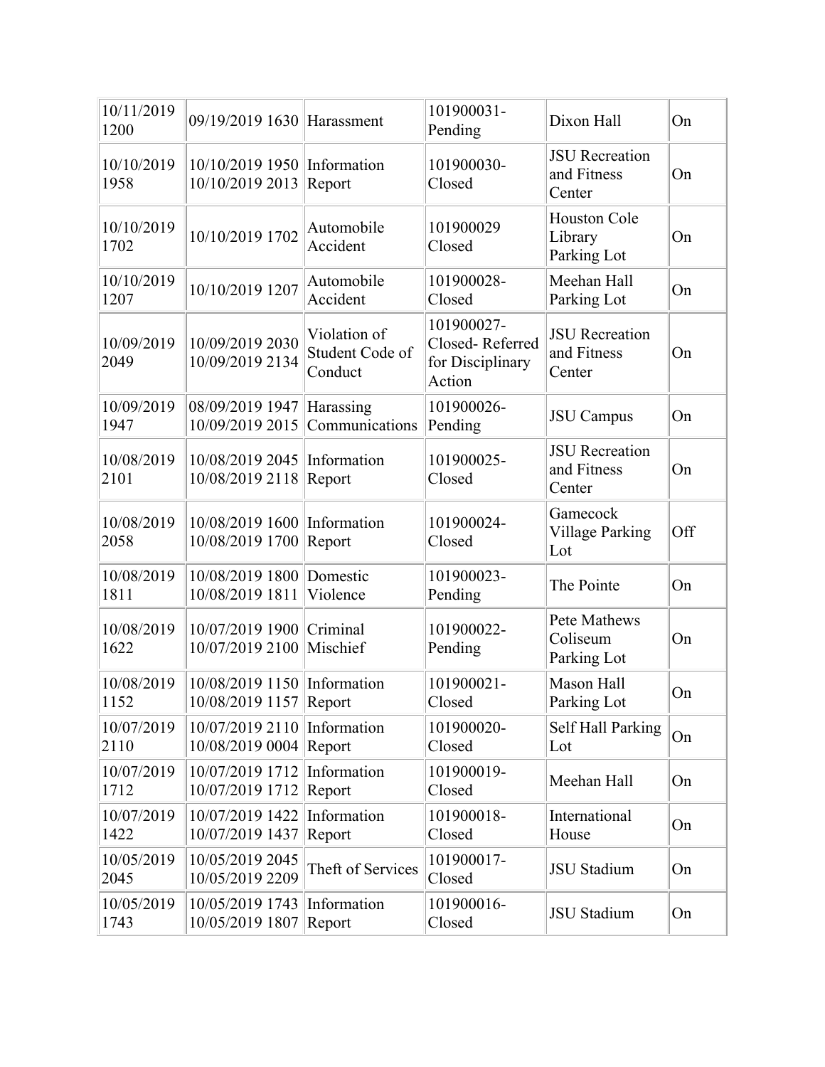| | | | | | |
|---|---|---|---|---|---|
| 10/11/2019 1200 | 09/19/2019 1630 | Harassment | 101900031- Pending | Dixon Hall | On |
| 10/10/2019 1958 | 10/10/2019 1950 10/10/2019 2013 | Information Report | 101900030- Closed | JSU Recreation and Fitness Center | On |
| 10/10/2019 1702 | 10/10/2019 1702 | Automobile Accident | 101900029 Closed | Houston Cole Library Parking Lot | On |
| 10/10/2019 1207 | 10/10/2019 1207 | Automobile Accident | 101900028- Closed | Meehan Hall Parking Lot | On |
| 10/09/2019 2049 | 10/09/2019 2030 10/09/2019 2134 | Violation of Student Code of Conduct | 101900027- Closed- Referred for Disciplinary Action | JSU Recreation and Fitness Center | On |
| 10/09/2019 1947 | 08/09/2019 1947 10/09/2019 2015 | Harassing Communications | 101900026- Pending | JSU Campus | On |
| 10/08/2019 2101 | 10/08/2019 2045 10/08/2019 2118 | Information Report | 101900025- Closed | JSU Recreation and Fitness Center | On |
| 10/08/2019 2058 | 10/08/2019 1600 10/08/2019 1700 | Information Report | 101900024- Closed | Gamecock Village Parking Lot | Off |
| 10/08/2019 1811 | 10/08/2019 1800 10/08/2019 1811 | Domestic Violence | 101900023- Pending | The Pointe | On |
| 10/08/2019 1622 | 10/07/2019 1900 10/07/2019 2100 | Criminal Mischief | 101900022- Pending | Pete Mathews Coliseum Parking Lot | On |
| 10/08/2019 1152 | 10/08/2019 1150 10/08/2019 1157 | Information Report | 101900021- Closed | Mason Hall Parking Lot | On |
| 10/07/2019 2110 | 10/07/2019 2110 10/08/2019 0004 | Information Report | 101900020- Closed | Self Hall Parking Lot | On |
| 10/07/2019 1712 | 10/07/2019 1712 10/07/2019 1712 | Information Report | 101900019- Closed | Meehan Hall | On |
| 10/07/2019 1422 | 10/07/2019 1422 10/07/2019 1437 | Information Report | 101900018- Closed | International House | On |
| 10/05/2019 2045 | 10/05/2019 2045 10/05/2019 2209 | Theft of Services | 101900017- Closed | JSU Stadium | On |
| 10/05/2019 1743 | 10/05/2019 1743 10/05/2019 1807 | Information Report | 101900016- Closed | JSU Stadium | On |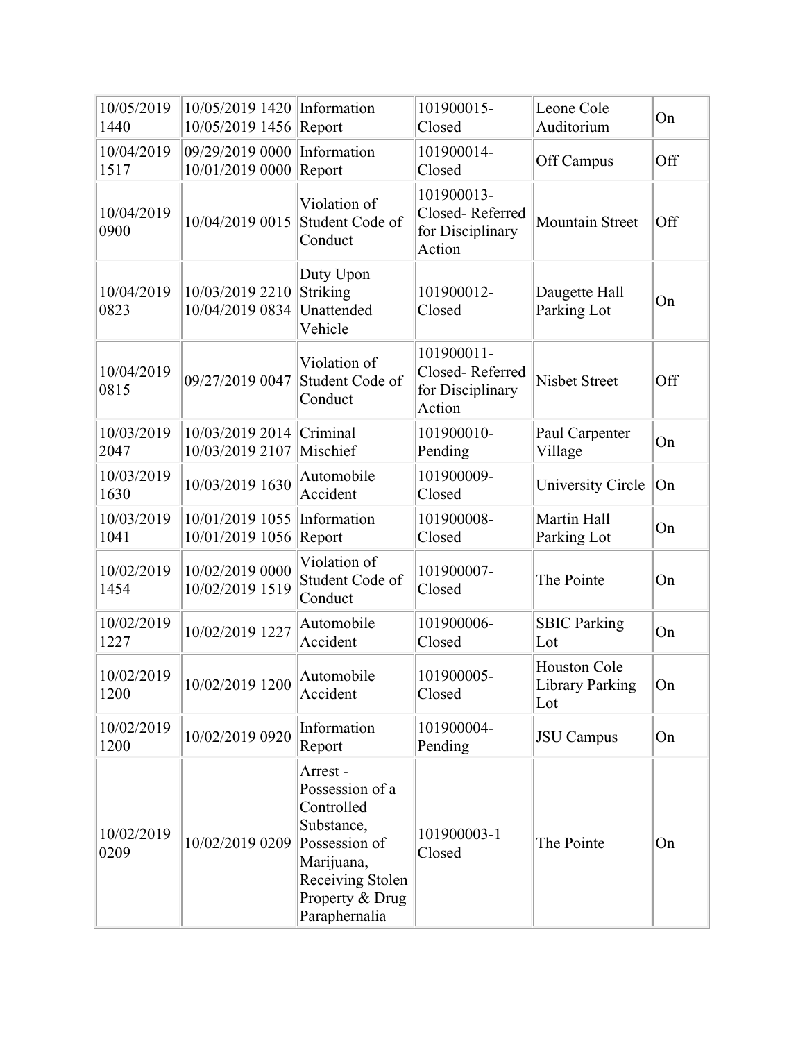| | | | | | |
|---|---|---|---|---|---|
| 10/05/2019 1440 | 10/05/2019 1420 10/05/2019 1456 | Information Report | 101900015- Closed | Leone Cole Auditorium | On |
| 10/04/2019 1517 | 09/29/2019 0000 10/01/2019 0000 | Information Report | 101900014- Closed | Off Campus | Off |
| 10/04/2019 0900 | 10/04/2019 0015 | Violation of Student Code of Conduct | 101900013- Closed- Referred for Disciplinary Action | Mountain Street | Off |
| 10/04/2019 0823 | 10/03/2019 2210 10/04/2019 0834 | Duty Upon Striking Unattended Vehicle | 101900012- Closed | Daugette Hall Parking Lot | On |
| 10/04/2019 0815 | 09/27/2019 0047 | Violation of Student Code of Conduct | 101900011- Closed- Referred for Disciplinary Action | Nisbet Street | Off |
| 10/03/2019 2047 | 10/03/2019 2014 10/03/2019 2107 | Criminal Mischief | 101900010- Pending | Paul Carpenter Village | On |
| 10/03/2019 1630 | 10/03/2019 1630 | Automobile Accident | 101900009- Closed | University Circle | On |
| 10/03/2019 1041 | 10/01/2019 1055 10/01/2019 1056 | Information Report | 101900008- Closed | Martin Hall Parking Lot | On |
| 10/02/2019 1454 | 10/02/2019 0000 10/02/2019 1519 | Violation of Student Code of Conduct | 101900007- Closed | The Pointe | On |
| 10/02/2019 1227 | 10/02/2019 1227 | Automobile Accident | 101900006- Closed | SBIC Parking Lot | On |
| 10/02/2019 1200 | 10/02/2019 1200 | Automobile Accident | 101900005- Closed | Houston Cole Library Parking Lot | On |
| 10/02/2019 1200 | 10/02/2019 0920 | Information Report | 101900004- Pending | JSU Campus | On |
| 10/02/2019 0209 | 10/02/2019 0209 | Arrest - Possession of a Controlled Substance, Possession of Marijuana, Receiving Stolen Property & Drug Paraphernalia | 101900003-1 Closed | The Pointe | On |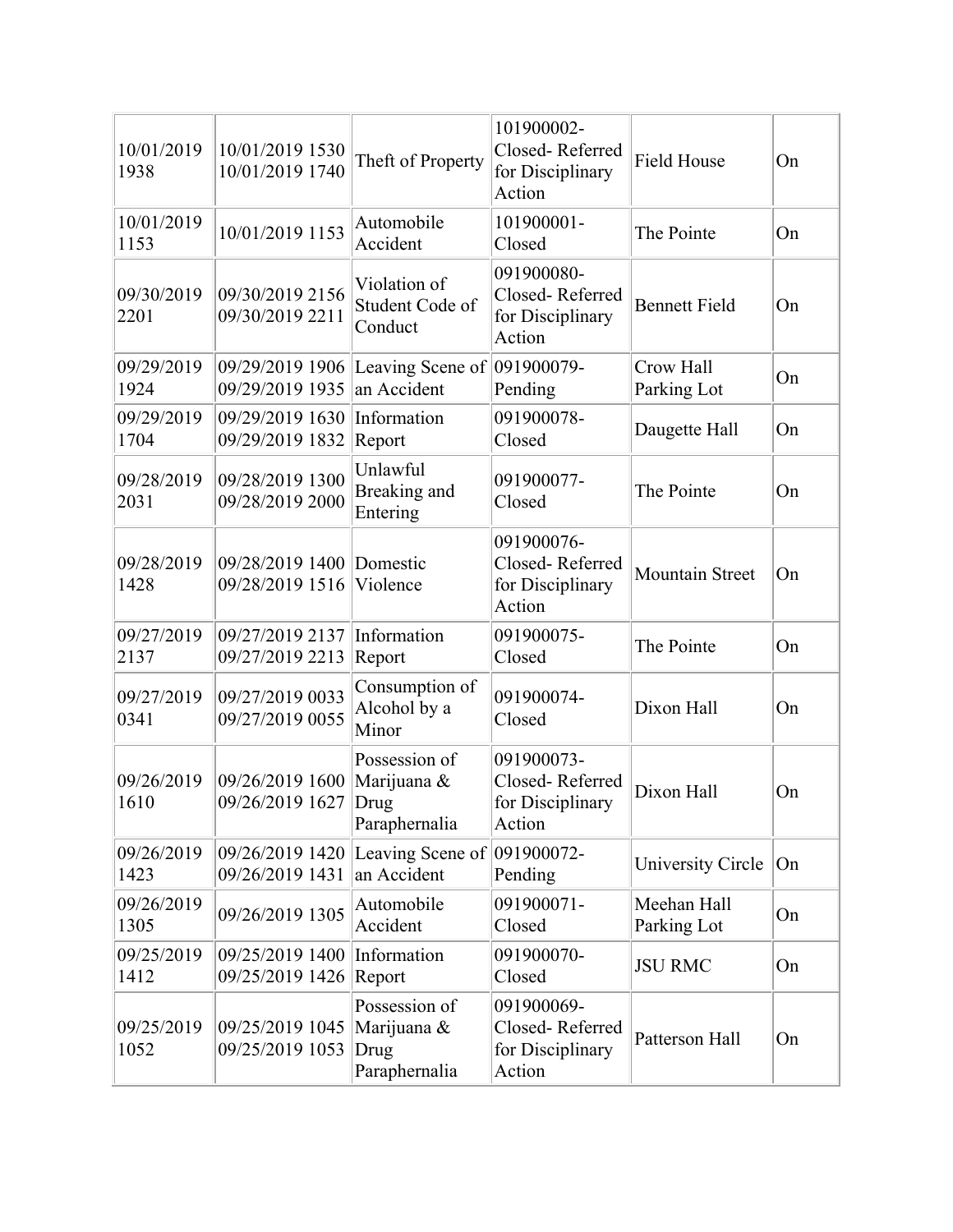| | | | | | |
|---|---|---|---|---|---|
| 10/01/2019 1938 | 10/01/2019 1530 10/01/2019 1740 | Theft of Property | 101900002- Closed- Referred for Disciplinary Action | Field House | On |
| 10/01/2019 1153 | 10/01/2019 1153 | Automobile Accident | 101900001- Closed | The Pointe | On |
| 09/30/2019 2201 | 09/30/2019 2156 09/30/2019 2211 | Violation of Student Code of Conduct | 091900080- Closed- Referred for Disciplinary Action | Bennett Field | On |
| 09/29/2019 1924 | 09/29/2019 1906 09/29/2019 1935 | Leaving Scene of an Accident | 091900079- Pending | Crow Hall Parking Lot | On |
| 09/29/2019 1704 | 09/29/2019 1630 09/29/2019 1832 | Information Report | 091900078- Closed | Daugette Hall | On |
| 09/28/2019 2031 | 09/28/2019 1300 09/28/2019 2000 | Unlawful Breaking and Entering | 091900077- Closed | The Pointe | On |
| 09/28/2019 1428 | 09/28/2019 1400 09/28/2019 1516 | Domestic Violence | 091900076- Closed- Referred for Disciplinary Action | Mountain Street | On |
| 09/27/2019 2137 | 09/27/2019 2137 09/27/2019 2213 | Information Report | 091900075- Closed | The Pointe | On |
| 09/27/2019 0341 | 09/27/2019 0033 09/27/2019 0055 | Consumption of Alcohol by a Minor | 091900074- Closed | Dixon Hall | On |
| 09/26/2019 1610 | 09/26/2019 1600 09/26/2019 1627 | Possession of Marijuana & Drug Paraphernalia | 091900073- Closed- Referred for Disciplinary Action | Dixon Hall | On |
| 09/26/2019 1423 | 09/26/2019 1420 09/26/2019 1431 | Leaving Scene of an Accident | 091900072- Pending | University Circle | On |
| 09/26/2019 1305 | 09/26/2019 1305 | Automobile Accident | 091900071- Closed | Meehan Hall Parking Lot | On |
| 09/25/2019 1412 | 09/25/2019 1400 09/25/2019 1426 | Information Report | 091900070- Closed | JSU RMC | On |
| 09/25/2019 1052 | 09/25/2019 1045 09/25/2019 1053 | Possession of Marijuana & Drug Paraphernalia | 091900069- Closed- Referred for Disciplinary Action | Patterson Hall | On |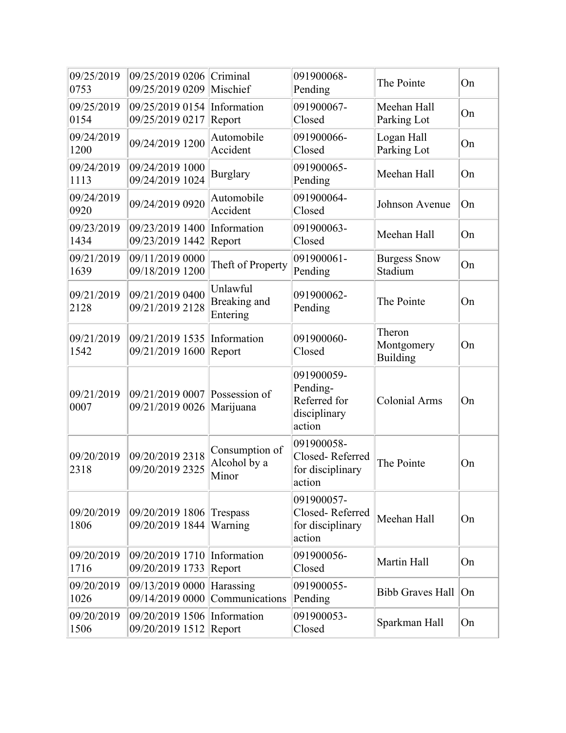| | | | | | |
|---|---|---|---|---|---|
| 09/25/2019 0753 | 09/25/2019 0206 09/25/2019 0209 | Criminal Mischief | 091900068-Pending | The Pointe | On |
| 09/25/2019 0154 | 09/25/2019 0154 09/25/2019 0217 | Information Report | 091900067-Closed | Meehan Hall Parking Lot | On |
| 09/24/2019 1200 | 09/24/2019 1200 | Automobile Accident | 091900066-Closed | Logan Hall Parking Lot | On |
| 09/24/2019 1113 | 09/24/2019 1000 09/24/2019 1024 | Burglary | 091900065-Pending | Meehan Hall | On |
| 09/24/2019 0920 | 09/24/2019 0920 | Automobile Accident | 091900064-Closed | Johnson Avenue | On |
| 09/23/2019 1434 | 09/23/2019 1400 09/23/2019 1442 | Information Report | 091900063-Closed | Meehan Hall | On |
| 09/21/2019 1639 | 09/11/2019 0000 09/18/2019 1200 | Theft of Property | 091900061-Pending | Burgess Snow Stadium | On |
| 09/21/2019 2128 | 09/21/2019 0400 09/21/2019 2128 | Unlawful Breaking and Entering | 091900062-Pending | The Pointe | On |
| 09/21/2019 1542 | 09/21/2019 1535 09/21/2019 1600 | Information Report | 091900060-Closed | Theron Montgomery Building | On |
| 09/21/2019 0007 | 09/21/2019 0007 09/21/2019 0026 | Possession of Marijuana | 091900059-Pending-Referred for disciplinary action | Colonial Arms | On |
| 09/20/2019 2318 | 09/20/2019 2318 09/20/2019 2325 | Consumption of Alcohol by a Minor | 091900058-Closed- Referred for disciplinary action | The Pointe | On |
| 09/20/2019 1806 | 09/20/2019 1806 09/20/2019 1844 | Trespass Warning | 091900057-Closed- Referred for disciplinary action | Meehan Hall | On |
| 09/20/2019 1716 | 09/20/2019 1710 09/20/2019 1733 | Information Report | 091900056-Closed | Martin Hall | On |
| 09/20/2019 1026 | 09/13/2019 0000 09/14/2019 0000 | Harassing Communications | 091900055-Pending | Bibb Graves Hall | On |
| 09/20/2019 1506 | 09/20/2019 1506 09/20/2019 1512 | Information Report | 091900053-Closed | Sparkman Hall | On |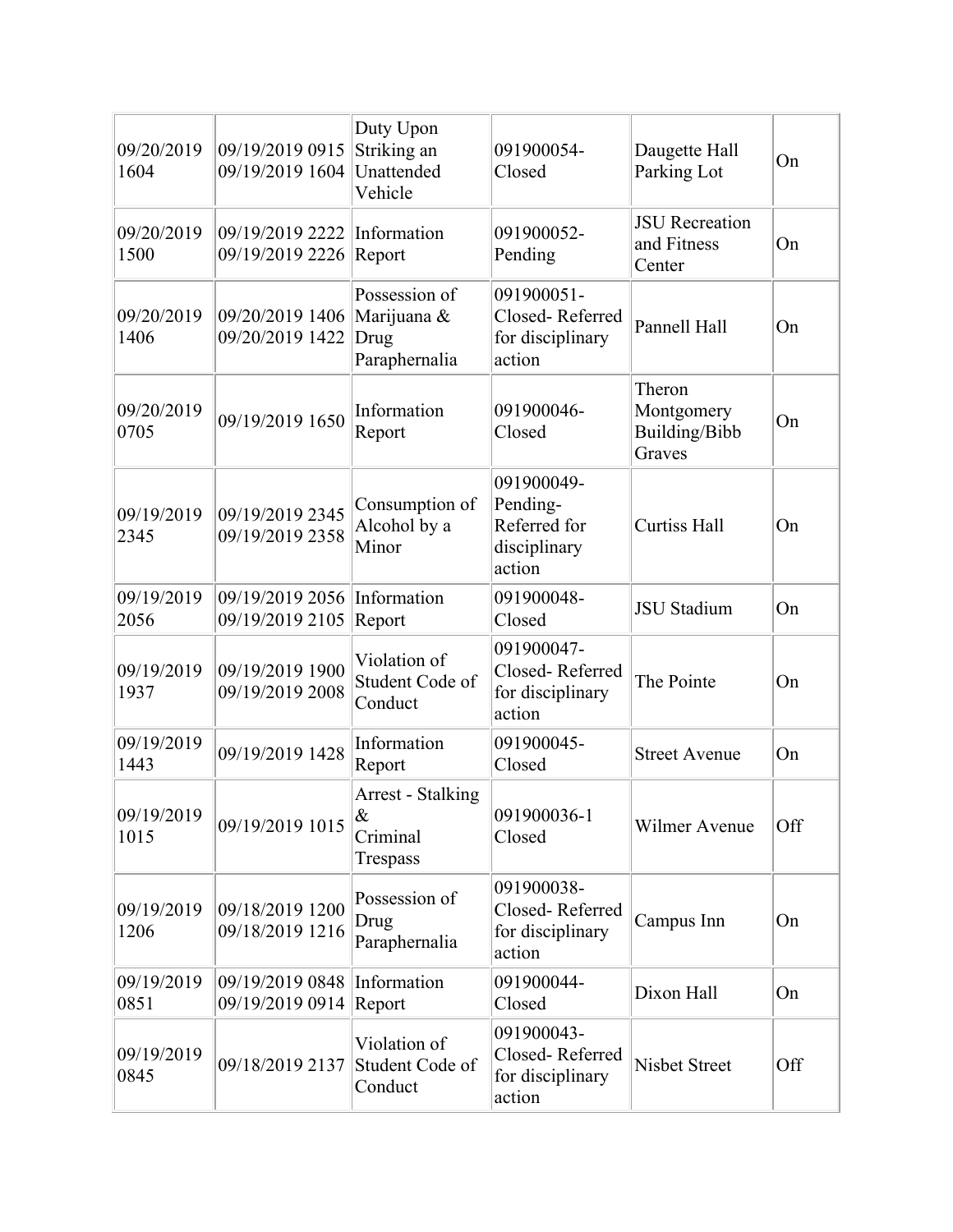| | | | | | |
|---|---|---|---|---|---|
| 09/20/2019 1604 | 09/19/2019 0915 09/19/2019 1604 | Duty Upon Striking an Unattended Vehicle | 091900054-Closed | Daugette Hall Parking Lot | On |
| 09/20/2019 1500 | 09/19/2019 2222 09/19/2019 2226 | Information Report | 091900052-Pending | JSU Recreation and Fitness Center | On |
| 09/20/2019 1406 | 09/20/2019 1406 09/20/2019 1422 | Possession of Marijuana & Drug Paraphernalia | 091900051-Closed- Referred for disciplinary action | Pannell Hall | On |
| 09/20/2019 0705 | 09/19/2019 1650 | Information Report | 091900046-Closed | Theron Montgomery Building/Bibb Graves | On |
| 09/19/2019 2345 | 09/19/2019 2345 09/19/2019 2358 | Consumption of Alcohol by a Minor | 091900049-Pending-Referred for disciplinary action | Curtiss Hall | On |
| 09/19/2019 2056 | 09/19/2019 2056 09/19/2019 2105 | Information Report | 091900048-Closed | JSU Stadium | On |
| 09/19/2019 1937 | 09/19/2019 1900 09/19/2019 2008 | Violation of Student Code of Conduct | 091900047-Closed- Referred for disciplinary action | The Pointe | On |
| 09/19/2019 1443 | 09/19/2019 1428 | Information Report | 091900045-Closed | Street Avenue | On |
| 09/19/2019 1015 | 09/19/2019 1015 | Arrest - Stalking & Criminal Trespass | 091900036-1 Closed | Wilmer Avenue | Off |
| 09/19/2019 1206 | 09/18/2019 1200 09/18/2019 1216 | Possession of Drug Paraphernalia | 091900038-Closed- Referred for disciplinary action | Campus Inn | On |
| 09/19/2019 0851 | 09/19/2019 0848 09/19/2019 0914 | Information Report | 091900044-Closed | Dixon Hall | On |
| 09/19/2019 0845 | 09/18/2019 2137 | Violation of Student Code of Conduct | 091900043-Closed- Referred for disciplinary action | Nisbet Street | Off |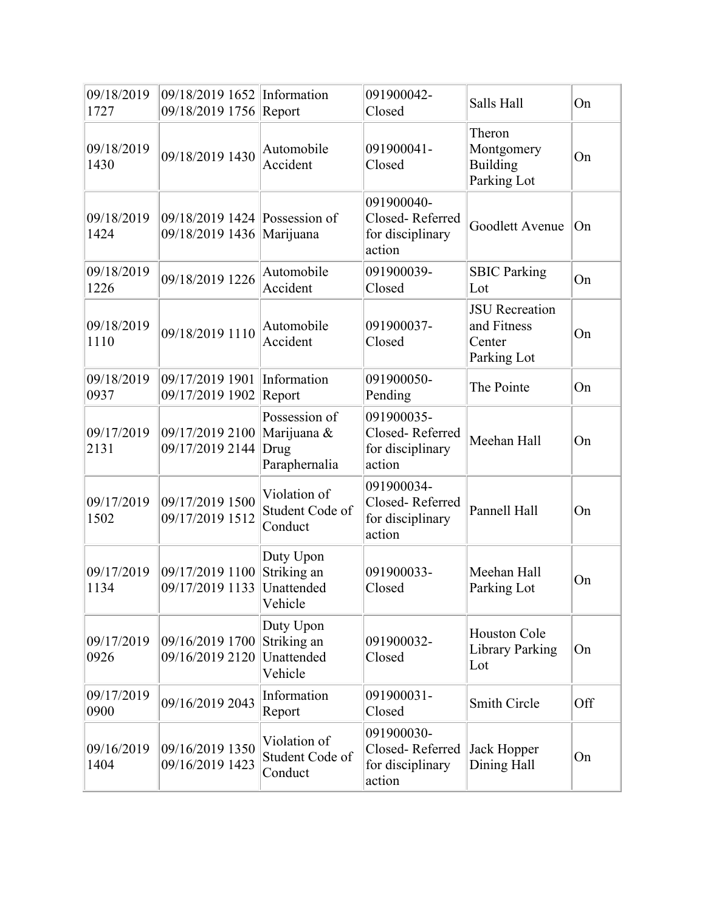| | | | | | |
|---|---|---|---|---|---|
| 09/18/2019 1727 | 09/18/2019 1652 09/18/2019 1756 | Information Report | 091900042- Closed | Salls Hall | On |
| 09/18/2019 1430 | 09/18/2019 1430 | Automobile Accident | 091900041- Closed | Theron Montgomery Building Parking Lot | On |
| 09/18/2019 1424 | 09/18/2019 1424 09/18/2019 1436 | Possession of Marijuana | 091900040- Closed- Referred for disciplinary action | Goodlett Avenue | On |
| 09/18/2019 1226 | 09/18/2019 1226 | Automobile Accident | 091900039- Closed | SBIC Parking Lot | On |
| 09/18/2019 1110 | 09/18/2019 1110 | Automobile Accident | 091900037- Closed | JSU Recreation and Fitness Center Parking Lot | On |
| 09/18/2019 0937 | 09/17/2019 1901 09/17/2019 1902 | Information Report | 091900050- Pending | The Pointe | On |
| 09/17/2019 2131 | 09/17/2019 2100 09/17/2019 2144 | Possession of Marijuana & Drug Paraphernalia | 091900035- Closed- Referred for disciplinary action | Meehan Hall | On |
| 09/17/2019 1502 | 09/17/2019 1500 09/17/2019 1512 | Violation of Student Code of Conduct | 091900034- Closed- Referred for disciplinary action | Pannell Hall | On |
| 09/17/2019 1134 | 09/17/2019 1100 09/17/2019 1133 | Duty Upon Striking an Unattended Vehicle | 091900033- Closed | Meehan Hall Parking Lot | On |
| 09/17/2019 0926 | 09/16/2019 1700 09/16/2019 2120 | Duty Upon Striking an Unattended Vehicle | 091900032- Closed | Houston Cole Library Parking Lot | On |
| 09/17/2019 0900 | 09/16/2019 2043 | Information Report | 091900031- Closed | Smith Circle | Off |
| 09/16/2019 1404 | 09/16/2019 1350 09/16/2019 1423 | Violation of Student Code of Conduct | 091900030- Closed- Referred for disciplinary action | Jack Hopper Dining Hall | On |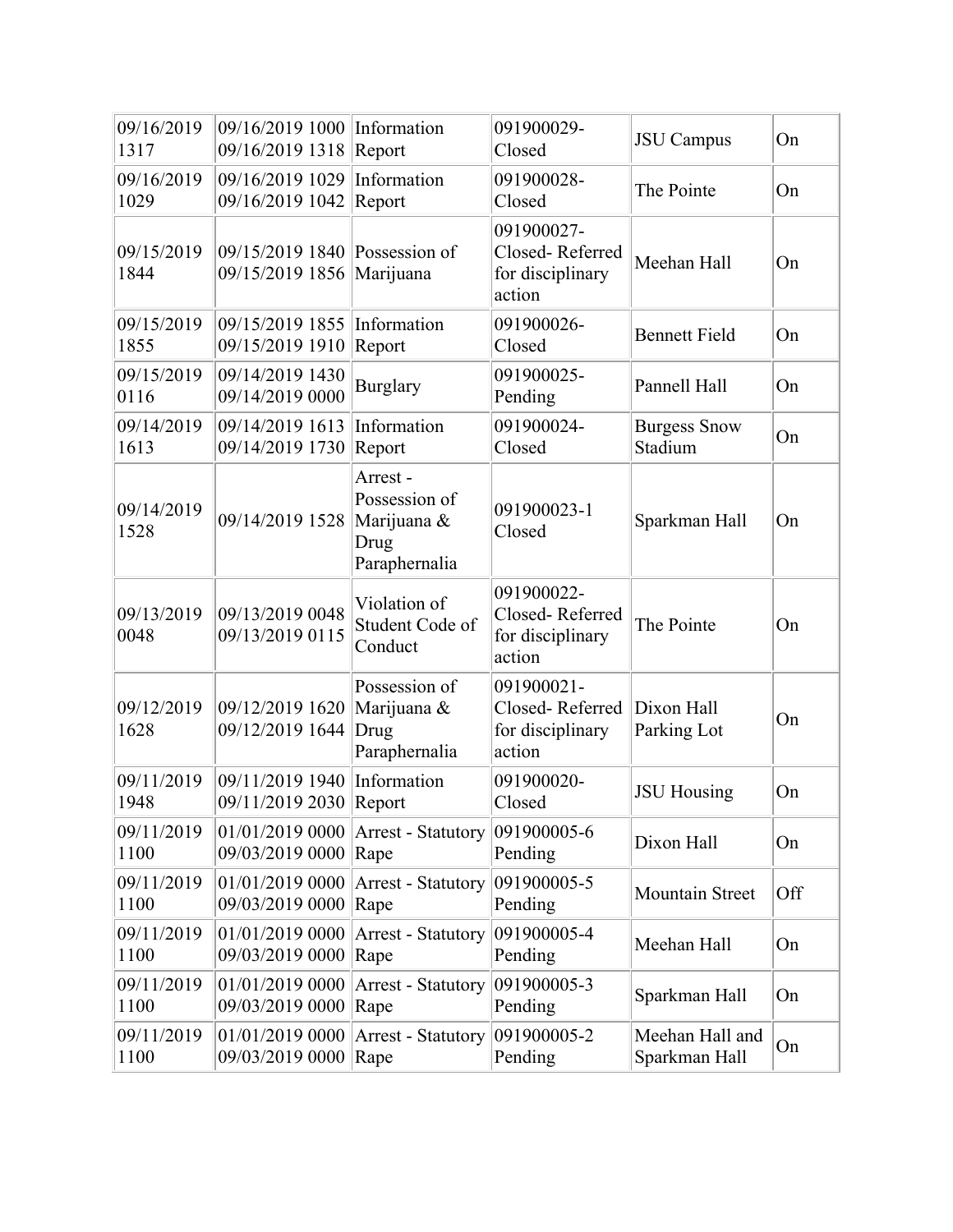| | | | | | |
|---|---|---|---|---|---|
| 09/16/2019 1317 | 09/16/2019 1000 09/16/2019 1318 | Information Report | 091900029- Closed | JSU Campus | On |
| 09/16/2019 1029 | 09/16/2019 1029 09/16/2019 1042 | Information Report | 091900028- Closed | The Pointe | On |
| 09/15/2019 1844 | 09/15/2019 1840 09/15/2019 1856 | Possession of Marijuana | 091900027- Closed- Referred for disciplinary action | Meehan Hall | On |
| 09/15/2019 1855 | 09/15/2019 1855 09/15/2019 1910 | Information Report | 091900026- Closed | Bennett Field | On |
| 09/15/2019 0116 | 09/14/2019 1430 09/14/2019 0000 | Burglary | 091900025- Pending | Pannell Hall | On |
| 09/14/2019 1613 | 09/14/2019 1613 09/14/2019 1730 | Information Report | 091900024- Closed | Burgess Snow Stadium | On |
| 09/14/2019 1528 | 09/14/2019 1528 | Arrest - Possession of Marijuana & Drug Paraphernalia | 091900023-1 Closed | Sparkman Hall | On |
| 09/13/2019 0048 | 09/13/2019 0048 09/13/2019 0115 | Violation of Student Code of Conduct | 091900022- Closed- Referred for disciplinary action | The Pointe | On |
| 09/12/2019 1628 | 09/12/2019 1620 09/12/2019 1644 | Possession of Marijuana & Drug Paraphernalia | 091900021- Closed- Referred for disciplinary action | Dixon Hall Parking Lot | On |
| 09/11/2019 1948 | 09/11/2019 1940 09/11/2019 2030 | Information Report | 091900020- Closed | JSU Housing | On |
| 09/11/2019 1100 | 01/01/2019 0000 09/03/2019 0000 | Arrest - Statutory Rape | 091900005-6 Pending | Dixon Hall | On |
| 09/11/2019 1100 | 01/01/2019 0000 09/03/2019 0000 | Arrest - Statutory Rape | 091900005-5 Pending | Mountain Street | Off |
| 09/11/2019 1100 | 01/01/2019 0000 09/03/2019 0000 | Arrest - Statutory Rape | 091900005-4 Pending | Meehan Hall | On |
| 09/11/2019 1100 | 01/01/2019 0000 09/03/2019 0000 | Arrest - Statutory Rape | 091900005-3 Pending | Sparkman Hall | On |
| 09/11/2019 1100 | 01/01/2019 0000 09/03/2019 0000 | Arrest - Statutory Rape | 091900005-2 Pending | Meehan Hall and Sparkman Hall | On |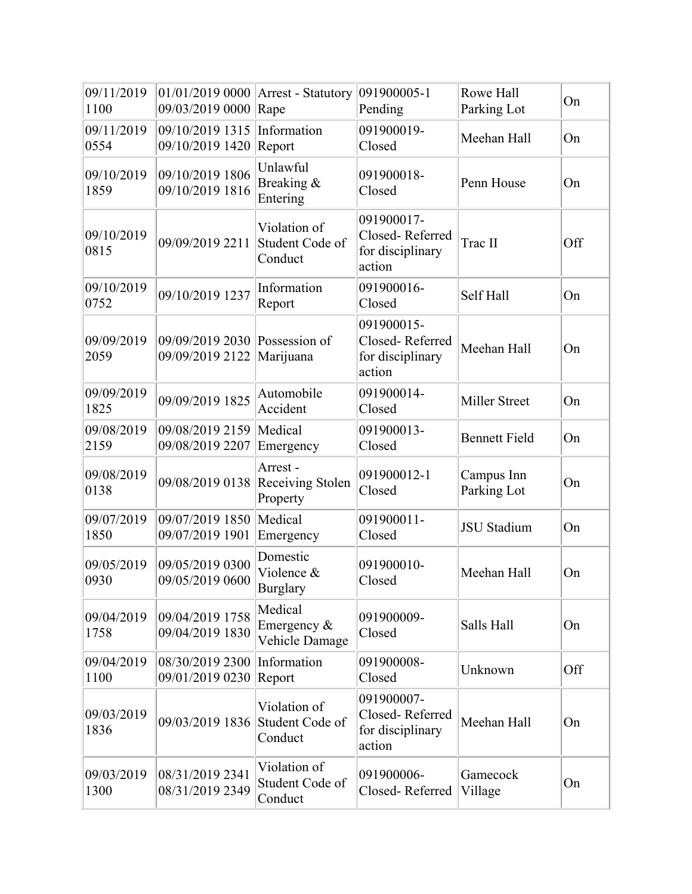| 09/11/2019 1100 | 01/01/2019 0000 09/03/2019 0000 | Arrest - Statutory Rape | 091900005-1 Pending | Rowe Hall Parking Lot | On |
|---|---|---|---|---|---|
| 09/11/2019 0554 | 09/10/2019 1315 09/10/2019 1420 | Information Report | 091900019-Closed | Meehan Hall | On |
| 09/10/2019 1859 | 09/10/2019 1806 09/10/2019 1816 | Unlawful Breaking & Entering | 091900018-Closed | Penn House | On |
| 09/10/2019 0815 | 09/09/2019 2211 | Violation of Student Code of Conduct | 091900017-Closed- Referred for disciplinary action | Trac II | Off |
| 09/10/2019 0752 | 09/10/2019 1237 | Information Report | 091900016-Closed | Self Hall | On |
| 09/09/2019 2059 | 09/09/2019 2030 09/09/2019 2122 | Possession of Marijuana | 091900015-Closed- Referred for disciplinary action | Meehan Hall | On |
| 09/09/2019 1825 | 09/09/2019 1825 | Automobile Accident | 091900014-Closed | Miller Street | On |
| 09/08/2019 2159 | 09/08/2019 2159 09/08/2019 2207 | Medical Emergency | 091900013-Closed | Bennett Field | On |
| 09/08/2019 0138 | 09/08/2019 0138 | Arrest - Receiving Stolen Property | 091900012-1 Closed | Campus Inn Parking Lot | On |
| 09/07/2019 1850 | 09/07/2019 1850 09/07/2019 1901 | Medical Emergency | 091900011-Closed | JSU Stadium | On |
| 09/05/2019 0930 | 09/05/2019 0300 09/05/2019 0600 | Domestic Violence & Burglary | 091900010-Closed | Meehan Hall | On |
| 09/04/2019 1758 | 09/04/2019 1758 09/04/2019 1830 | Medical Emergency & Vehicle Damage | 091900009-Closed | Salls Hall | On |
| 09/04/2019 1100 | 08/30/2019 2300 09/01/2019 0230 | Information Report | 091900008-Closed | Unknown | Off |
| 09/03/2019 1836 | 09/03/2019 1836 | Violation of Student Code of Conduct | 091900007-Closed- Referred for disciplinary action | Meehan Hall | On |
| 09/03/2019 1300 | 08/31/2019 2341 08/31/2019 2349 | Violation of Student Code of Conduct | 091900006-Closed- Referred | Gamecock Village | On |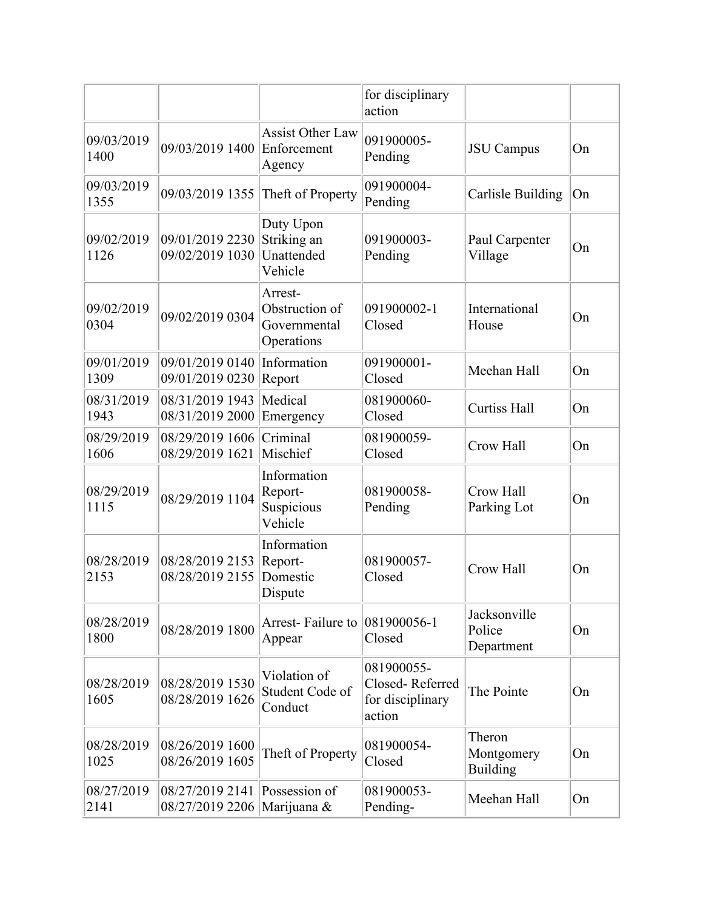| | | | for disciplinary action | | |
|---|---|---|---|---|---|
| 09/03/2019 1400 | 09/03/2019 1400 | Assist Other Law Enforcement Agency | 091900005- Pending | JSU Campus | On |
| 09/03/2019 1355 | 09/03/2019 1355 | Theft of Property | 091900004- Pending | Carlisle Building | On |
| 09/02/2019 1126 | 09/01/2019 2230 09/02/2019 1030 | Duty Upon Striking an Unattended Vehicle | 091900003- Pending | Paul Carpenter Village | On |
| 09/02/2019 0304 | 09/02/2019 0304 | Arrest- Obstruction of Governmental Operations | 091900002-1 Closed | International House | On |
| 09/01/2019 1309 | 09/01/2019 0140 09/01/2019 0230 | Information Report | 091900001- Closed | Meehan Hall | On |
| 08/31/2019 1943 | 08/31/2019 1943 08/31/2019 2000 | Medical Emergency | 081900060- Closed | Curtiss Hall | On |
| 08/29/2019 1606 | 08/29/2019 1606 08/29/2019 1621 | Criminal Mischief | 081900059- Closed | Crow Hall | On |
| 08/29/2019 1115 | 08/29/2019 1104 | Information Report- Suspicious Vehicle | 081900058- Pending | Crow Hall Parking Lot | On |
| 08/28/2019 2153 | 08/28/2019 2153 08/28/2019 2155 | Information Report- Domestic Dispute | 081900057- Closed | Crow Hall | On |
| 08/28/2019 1800 | 08/28/2019 1800 | Arrest- Failure to Appear | 081900056-1 Closed | Jacksonville Police Department | On |
| 08/28/2019 1605 | 08/28/2019 1530 08/28/2019 1626 | Violation of Student Code of Conduct | 081900055- Closed- Referred for disciplinary action | The Pointe | On |
| 08/28/2019 1025 | 08/26/2019 1600 08/26/2019 1605 | Theft of Property | 081900054- Closed | Theron Montgomery Building | On |
| 08/27/2019 2141 | 08/27/2019 2141 08/27/2019 2206 | Possession of Marijuana & | 081900053- Pending- | Meehan Hall | On |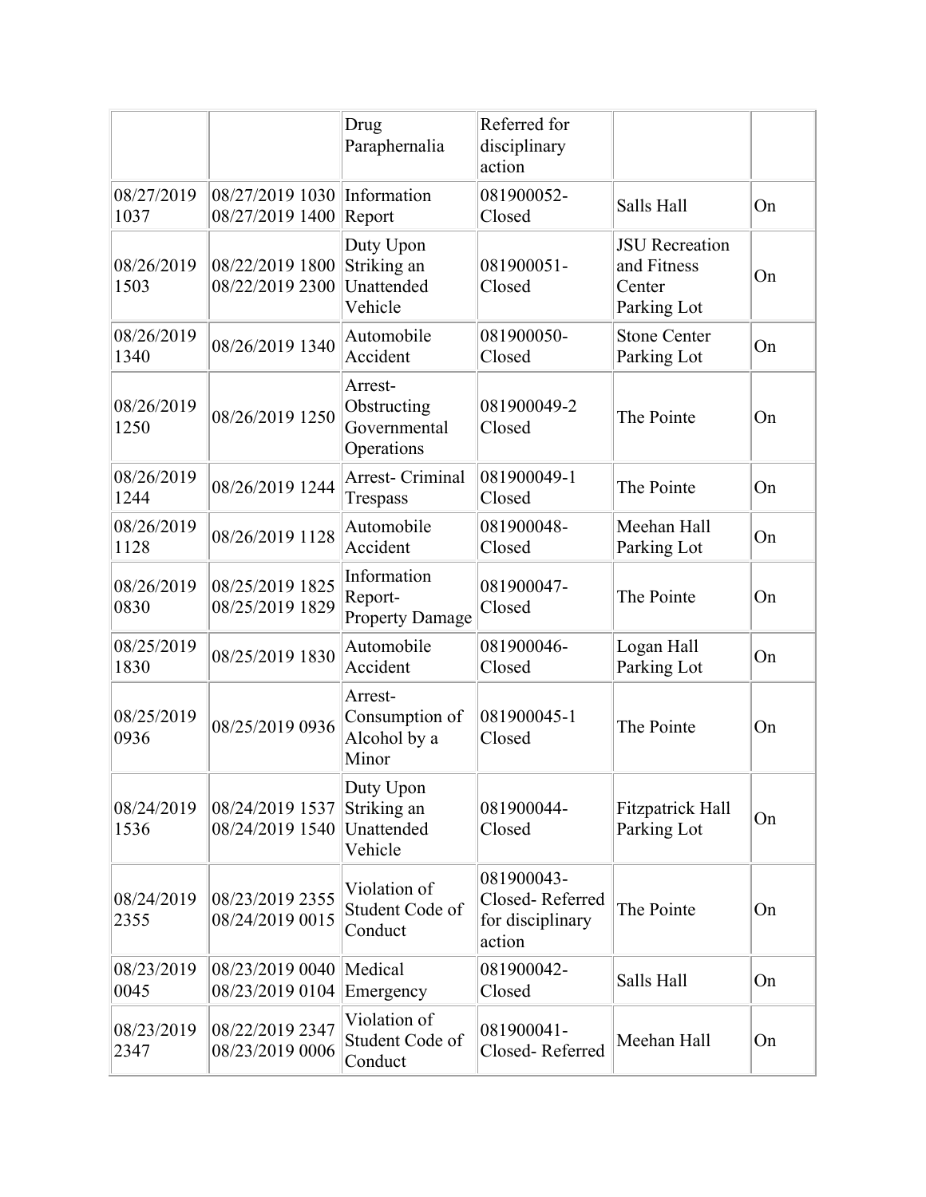| | | | | | |
|---|---|---|---|---|---|
| | | Drug Paraphernalia | Referred for disciplinary action | | |
| 08/27/2019 1037 | 08/27/2019 1030 08/27/2019 1400 | Information Report | 081900052- Closed | Salls Hall | On |
| 08/26/2019 1503 | 08/22/2019 1800 08/22/2019 2300 | Duty Upon Striking an Unattended Vehicle | 081900051- Closed | JSU Recreation and Fitness Center Parking Lot | On |
| 08/26/2019 1340 | 08/26/2019 1340 | Automobile Accident | 081900050- Closed | Stone Center Parking Lot | On |
| 08/26/2019 1250 | 08/26/2019 1250 | Arrest- Obstructing Governmental Operations | 081900049-2 Closed | The Pointe | On |
| 08/26/2019 1244 | 08/26/2019 1244 | Arrest- Criminal Trespass | 081900049-1 Closed | The Pointe | On |
| 08/26/2019 1128 | 08/26/2019 1128 | Automobile Accident | 081900048- Closed | Meehan Hall Parking Lot | On |
| 08/26/2019 0830 | 08/25/2019 1825 08/25/2019 1829 | Information Report- Property Damage | 081900047- Closed | The Pointe | On |
| 08/25/2019 1830 | 08/25/2019 1830 | Automobile Accident | 081900046- Closed | Logan Hall Parking Lot | On |
| 08/25/2019 0936 | 08/25/2019 0936 | Arrest- Consumption of Alcohol by a Minor | 081900045-1 Closed | The Pointe | On |
| 08/24/2019 1536 | 08/24/2019 1537 08/24/2019 1540 | Duty Upon Striking an Unattended Vehicle | 081900044- Closed | Fitzpatrick Hall Parking Lot | On |
| 08/24/2019 2355 | 08/23/2019 2355 08/24/2019 0015 | Violation of Student Code of Conduct | 081900043- Closed- Referred for disciplinary action | The Pointe | On |
| 08/23/2019 0045 | 08/23/2019 0040 08/23/2019 0104 | Medical Emergency | 081900042- Closed | Salls Hall | On |
| 08/23/2019 2347 | 08/22/2019 2347 08/23/2019 0006 | Violation of Student Code of Conduct | 081900041- Closed- Referred | Meehan Hall | On |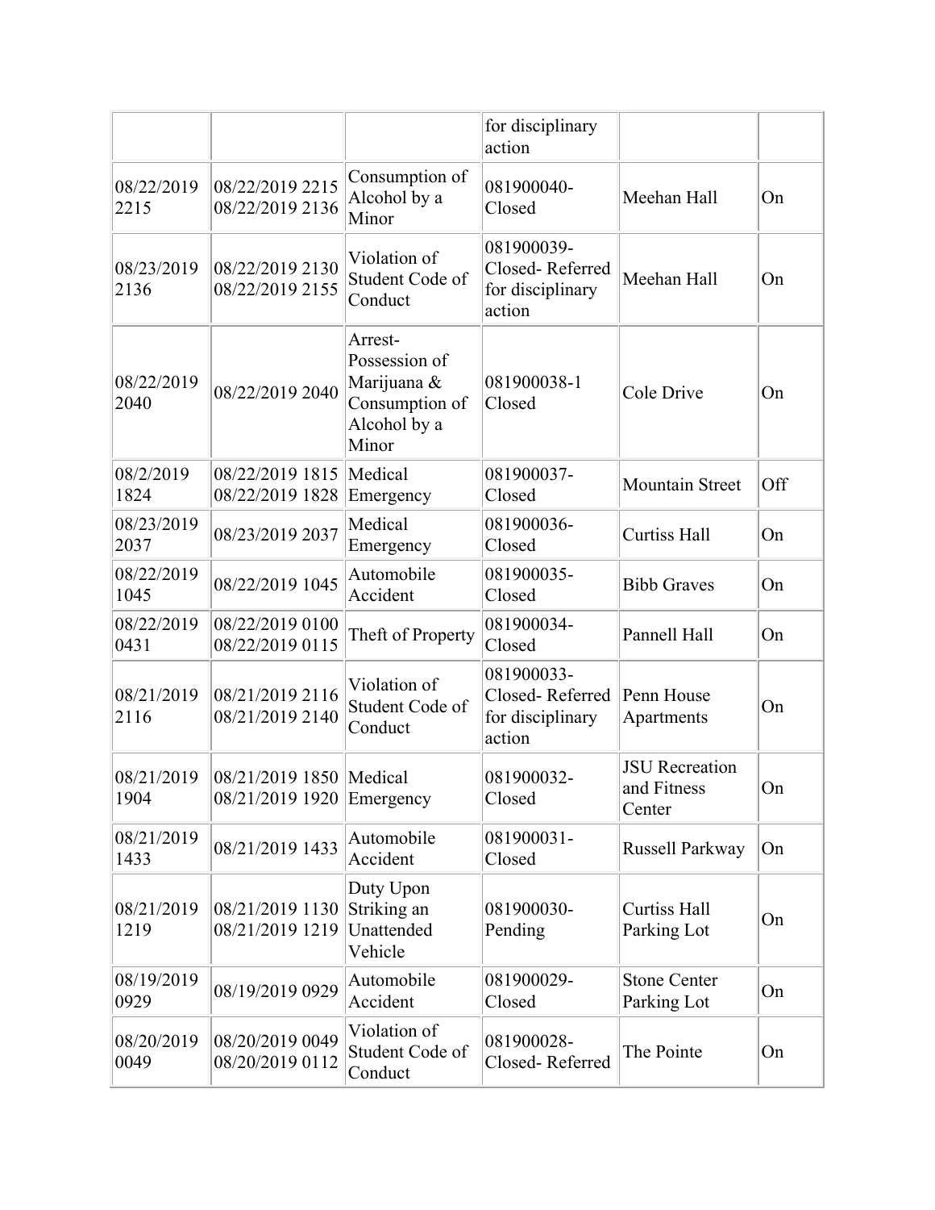| | | | for disciplinary action | | |
|---|---|---|---|---|---|
| 08/22/2019 2215 | 08/22/2019 2215 08/22/2019 2136 | Consumption of Alcohol by a Minor | 081900040- Closed | Meehan Hall | On |
| 08/23/2019 2136 | 08/22/2019 2130 08/22/2019 2155 | Violation of Student Code of Conduct | 081900039- Closed- Referred for disciplinary action | Meehan Hall | On |
| 08/22/2019 2040 | 08/22/2019 2040 | Arrest- Possession of Marijuana & Consumption of Alcohol by a Minor | 081900038-1 Closed | Cole Drive | On |
| 08/2/2019 1824 | 08/22/2019 1815 08/22/2019 1828 | Medical Emergency | 081900037- Closed | Mountain Street | Off |
| 08/23/2019 2037 | 08/23/2019 2037 | Medical Emergency | 081900036- Closed | Curtiss Hall | On |
| 08/22/2019 1045 | 08/22/2019 1045 | Automobile Accident | 081900035- Closed | Bibb Graves | On |
| 08/22/2019 0431 | 08/22/2019 0100 08/22/2019 0115 | Theft of Property | 081900034- Closed | Pannell Hall | On |
| 08/21/2019 2116 | 08/21/2019 2116 08/21/2019 2140 | Violation of Student Code of Conduct | 081900033- Closed- Referred for disciplinary action | Penn House Apartments | On |
| 08/21/2019 1904 | 08/21/2019 1850 08/21/2019 1920 | Medical Emergency | 081900032- Closed | JSU Recreation and Fitness Center | On |
| 08/21/2019 1433 | 08/21/2019 1433 | Automobile Accident | 081900031- Closed | Russell Parkway | On |
| 08/21/2019 1219 | 08/21/2019 1130 08/21/2019 1219 | Duty Upon Striking an Unattended Vehicle | 081900030- Pending | Curtiss Hall Parking Lot | On |
| 08/19/2019 0929 | 08/19/2019 0929 | Automobile Accident | 081900029- Closed | Stone Center Parking Lot | On |
| 08/20/2019 0049 | 08/20/2019 0049 08/20/2019 0112 | Violation of Student Code of Conduct | 081900028- Closed- Referred | The Pointe | On |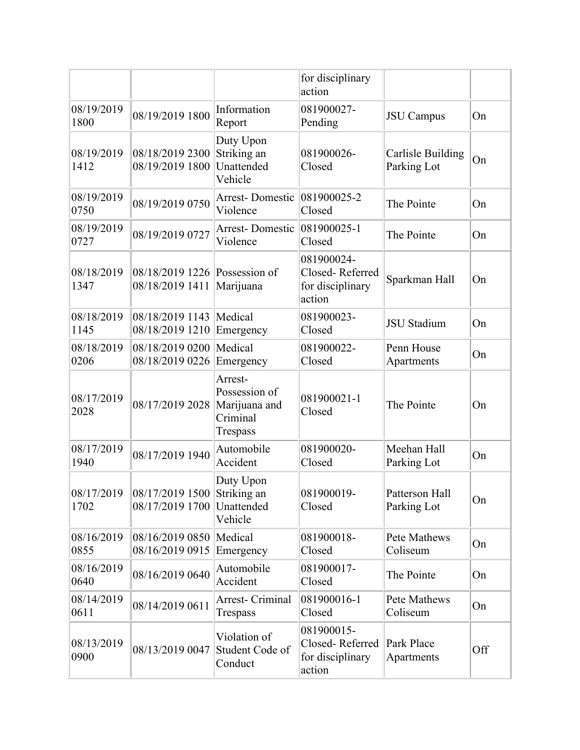| | | | for disciplinary action | | |
|---|---|---|---|---|---|
| 08/19/2019 1800 | 08/19/2019 1800 | Information Report | 081900027- Pending | JSU Campus | On |
| 08/19/2019 1412 | 08/18/2019 2300 08/19/2019 1800 | Duty Upon Striking an Unattended Vehicle | 081900026- Closed | Carlisle Building Parking Lot | On |
| 08/19/2019 0750 | 08/19/2019 0750 | Arrest- Domestic Violence | 081900025-2 Closed | The Pointe | On |
| 08/19/2019 0727 | 08/19/2019 0727 | Arrest- Domestic Violence | 081900025-1 Closed | The Pointe | On |
| 08/18/2019 1347 | 08/18/2019 1226 08/18/2019 1411 | Possession of Marijuana | 081900024- Closed- Referred for disciplinary action | Sparkman Hall | On |
| 08/18/2019 1145 | 08/18/2019 1143 08/18/2019 1210 | Medical Emergency | 081900023- Closed | JSU Stadium | On |
| 08/18/2019 0206 | 08/18/2019 0200 08/18/2019 0226 | Medical Emergency | 081900022- Closed | Penn House Apartments | On |
| 08/17/2019 2028 | 08/17/2019 2028 | Arrest- Possession of Marijuana and Criminal Trespass | 081900021-1 Closed | The Pointe | On |
| 08/17/2019 1940 | 08/17/2019 1940 | Automobile Accident | 081900020- Closed | Meehan Hall Parking Lot | On |
| 08/17/2019 1702 | 08/17/2019 1500 08/17/2019 1700 | Duty Upon Striking an Unattended Vehicle | 081900019- Closed | Patterson Hall Parking Lot | On |
| 08/16/2019 0855 | 08/16/2019 0850 08/16/2019 0915 | Medical Emergency | 081900018- Closed | Pete Mathews Coliseum | On |
| 08/16/2019 0640 | 08/16/2019 0640 | Automobile Accident | 081900017- Closed | The Pointe | On |
| 08/14/2019 0611 | 08/14/2019 0611 | Arrest- Criminal Trespass | 081900016-1 Closed | Pete Mathews Coliseum | On |
| 08/13/2019 0900 | 08/13/2019 0047 | Violation of Student Code of Conduct | 081900015- Closed- Referred for disciplinary action | Park Place Apartments | Off |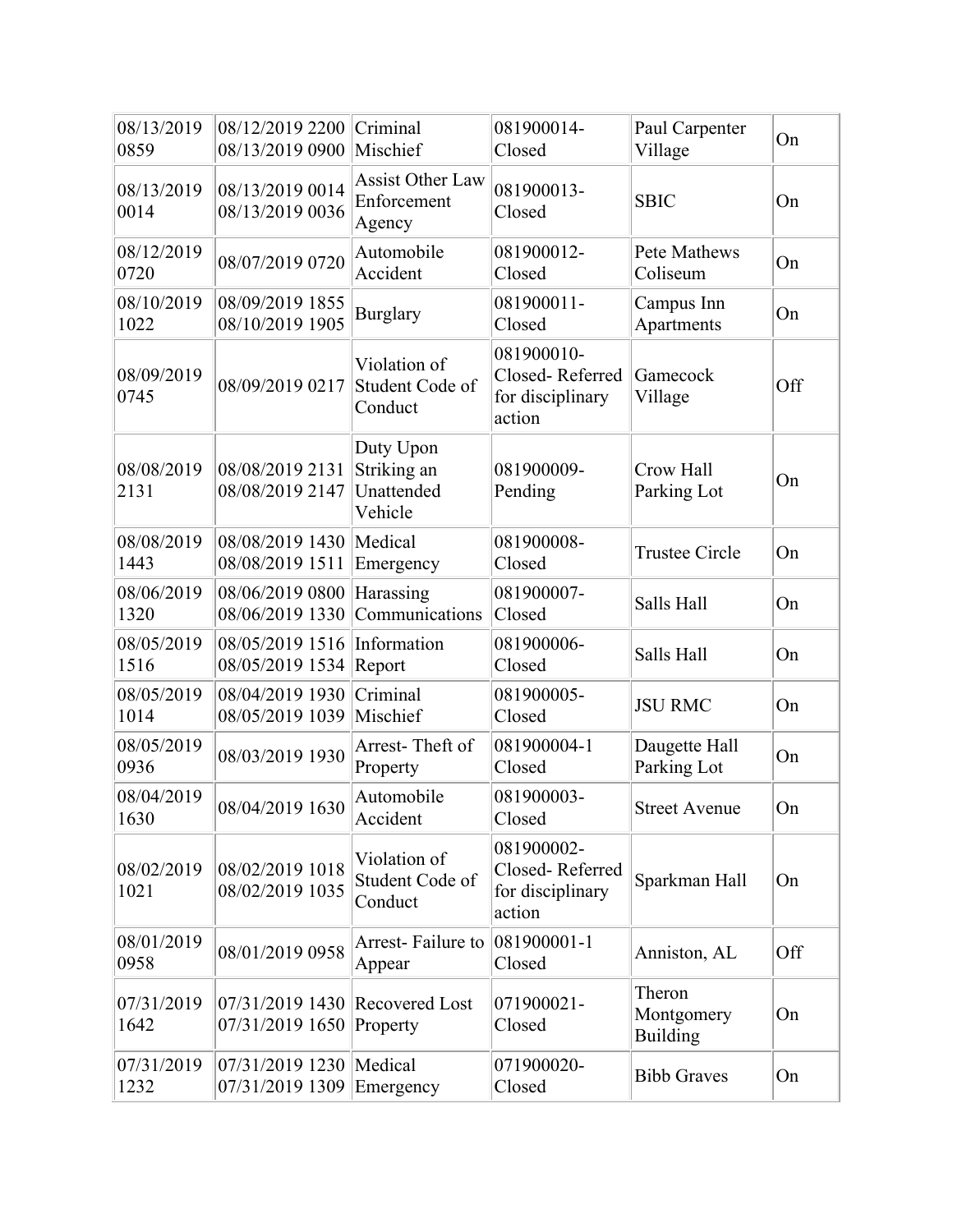| | | | | | |
|---|---|---|---|---|---|
| 08/13/2019 0859 | 08/12/2019 2200 08/13/2019 0900 | Criminal Mischief | 081900014- Closed | Paul Carpenter Village | On |
| 08/13/2019 0014 | 08/13/2019 0014 08/13/2019 0036 | Assist Other Law Enforcement Agency | 081900013- Closed | SBIC | On |
| 08/12/2019 0720 | 08/07/2019 0720 | Automobile Accident | 081900012- Closed | Pete Mathews Coliseum | On |
| 08/10/2019 1022 | 08/09/2019 1855 08/10/2019 1905 | Burglary | 081900011- Closed | Campus Inn Apartments | On |
| 08/09/2019 0745 | 08/09/2019 0217 | Violation of Student Code of Conduct | 081900010- Closed- Referred for disciplinary action | Gamecock Village | Off |
| 08/08/2019 2131 | 08/08/2019 2131 08/08/2019 2147 | Duty Upon Striking an Unattended Vehicle | 081900009- Pending | Crow Hall Parking Lot | On |
| 08/08/2019 1443 | 08/08/2019 1430 08/08/2019 1511 | Medical Emergency | 081900008- Closed | Trustee Circle | On |
| 08/06/2019 1320 | 08/06/2019 0800 08/06/2019 1330 | Harassing Communications | 081900007- Closed | Salls Hall | On |
| 08/05/2019 1516 | 08/05/2019 1516 08/05/2019 1534 | Information Report | 081900006- Closed | Salls Hall | On |
| 08/05/2019 1014 | 08/04/2019 1930 08/05/2019 1039 | Criminal Mischief | 081900005- Closed | JSU RMC | On |
| 08/05/2019 0936 | 08/03/2019 1930 | Arrest- Theft of Property | 081900004-1 Closed | Daugette Hall Parking Lot | On |
| 08/04/2019 1630 | 08/04/2019 1630 | Automobile Accident | 081900003- Closed | Street Avenue | On |
| 08/02/2019 1021 | 08/02/2019 1018 08/02/2019 1035 | Violation of Student Code of Conduct | 081900002- Closed- Referred for disciplinary action | Sparkman Hall | On |
| 08/01/2019 0958 | 08/01/2019 0958 | Arrest- Failure to Appear | 081900001-1 Closed | Anniston, AL | Off |
| 07/31/2019 1642 | 07/31/2019 1430 07/31/2019 1650 | Recovered Lost Property | 071900021- Closed | Theron Montgomery Building | On |
| 07/31/2019 1232 | 07/31/2019 1230 07/31/2019 1309 | Medical Emergency | 071900020- Closed | Bibb Graves | On |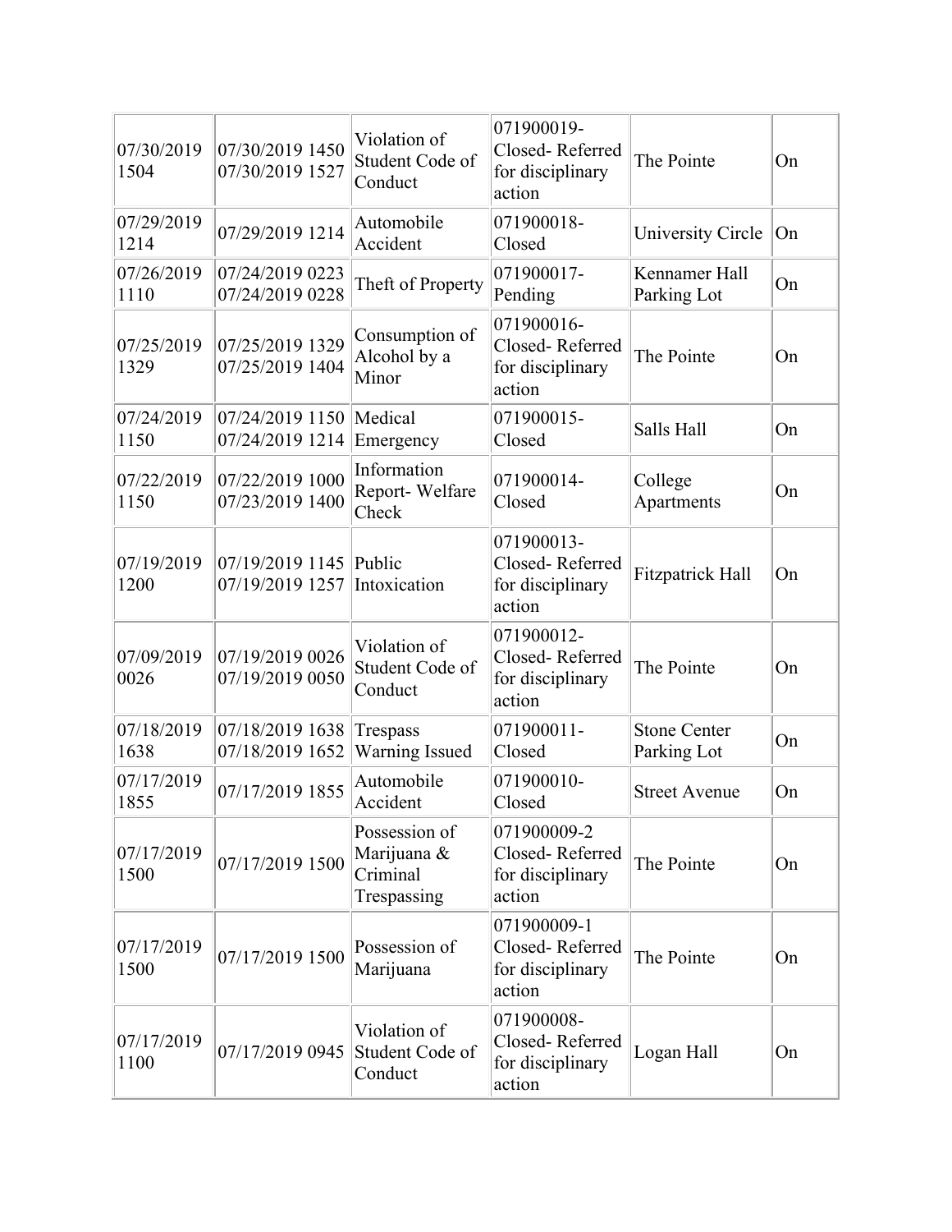| | | | | | |
|---|---|---|---|---|---|
| 07/30/2019 1504 | 07/30/2019 1450 07/30/2019 1527 | Violation of Student Code of Conduct | 071900019- Closed- Referred for disciplinary action | The Pointe | On |
| 07/29/2019 1214 | 07/29/2019 1214 | Automobile Accident | 071900018- Closed | University Circle | On |
| 07/26/2019 1110 | 07/24/2019 0223 07/24/2019 0228 | Theft of Property | 071900017- Pending | Kennamer Hall Parking Lot | On |
| 07/25/2019 1329 | 07/25/2019 1329 07/25/2019 1404 | Consumption of Alcohol by a Minor | 071900016- Closed- Referred for disciplinary action | The Pointe | On |
| 07/24/2019 1150 | 07/24/2019 1150 07/24/2019 1214 | Medical Emergency | 071900015- Closed | Salls Hall | On |
| 07/22/2019 1150 | 07/22/2019 1000 07/23/2019 1400 | Information Report- Welfare Check | 071900014- Closed | College Apartments | On |
| 07/19/2019 1200 | 07/19/2019 1145 07/19/2019 1257 | Public Intoxication | 071900013- Closed- Referred for disciplinary action | Fitzpatrick Hall | On |
| 07/09/2019 0026 | 07/19/2019 0026 07/19/2019 0050 | Violation of Student Code of Conduct | 071900012- Closed- Referred for disciplinary action | The Pointe | On |
| 07/18/2019 1638 | 07/18/2019 1638 07/18/2019 1652 | Trespass Warning Issued | 071900011- Closed | Stone Center Parking Lot | On |
| 07/17/2019 1855 | 07/17/2019 1855 | Automobile Accident | 071900010- Closed | Street Avenue | On |
| 07/17/2019 1500 | 07/17/2019 1500 | Possession of Marijuana & Criminal Trespassing | 071900009-2 Closed- Referred for disciplinary action | The Pointe | On |
| 07/17/2019 1500 | 07/17/2019 1500 | Possession of Marijuana | 071900009-1 Closed- Referred for disciplinary action | The Pointe | On |
| 07/17/2019 1100 | 07/17/2019 0945 | Violation of Student Code of Conduct | 071900008- Closed- Referred for disciplinary action | Logan Hall | On |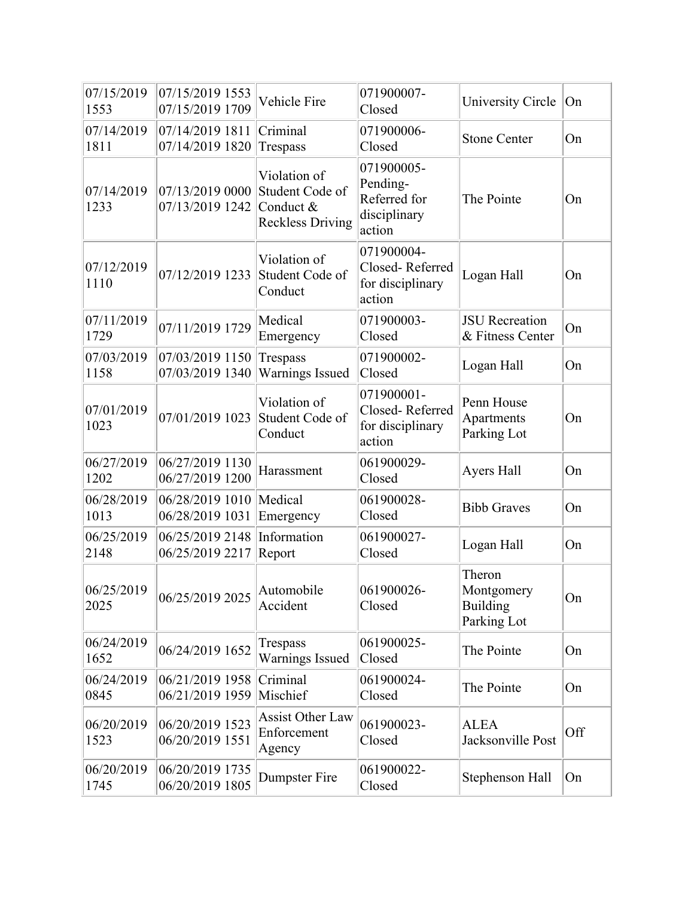| | | | | | |
|---|---|---|---|---|---|
| 07/15/2019 1553 | 07/15/2019 1553 07/15/2019 1709 | Vehicle Fire | 071900007-Closed | University Circle | On |
| 07/14/2019 1811 | 07/14/2019 1811 07/14/2019 1820 | Criminal Trespass | 071900006-Closed | Stone Center | On |
| 07/14/2019 1233 | 07/13/2019 0000 07/13/2019 1242 | Violation of Student Code of Conduct & Reckless Driving | 071900005-Pending-Referred for disciplinary action | The Pointe | On |
| 07/12/2019 1110 | 07/12/2019 1233 | Violation of Student Code of Conduct | 071900004-Closed- Referred for disciplinary action | Logan Hall | On |
| 07/11/2019 1729 | 07/11/2019 1729 | Medical Emergency | 071900003-Closed | JSU Recreation & Fitness Center | On |
| 07/03/2019 1158 | 07/03/2019 1150 07/03/2019 1340 | Trespass Warnings Issued | 071900002-Closed | Logan Hall | On |
| 07/01/2019 1023 | 07/01/2019 1023 | Violation of Student Code of Conduct | 071900001-Closed- Referred for disciplinary action | Penn House Apartments Parking Lot | On |
| 06/27/2019 1202 | 06/27/2019 1130 06/27/2019 1200 | Harassment | 061900029-Closed | Ayers Hall | On |
| 06/28/2019 1013 | 06/28/2019 1010 06/28/2019 1031 | Medical Emergency | 061900028-Closed | Bibb Graves | On |
| 06/25/2019 2148 | 06/25/2019 2148 06/25/2019 2217 | Information Report | 061900027-Closed | Logan Hall | On |
| 06/25/2019 2025 | 06/25/2019 2025 | Automobile Accident | 061900026-Closed | Theron Montgomery Building Parking Lot | On |
| 06/24/2019 1652 | 06/24/2019 1652 | Trespass Warnings Issued | 061900025-Closed | The Pointe | On |
| 06/24/2019 0845 | 06/21/2019 1958 06/21/2019 1959 | Criminal Mischief | 061900024-Closed | The Pointe | On |
| 06/20/2019 1523 | 06/20/2019 1523 06/20/2019 1551 | Assist Other Law Enforcement Agency | 061900023-Closed | ALEA Jacksonville Post | Off |
| 06/20/2019 1745 | 06/20/2019 1735 06/20/2019 1805 | Dumpster Fire | 061900022-Closed | Stephenson Hall | On |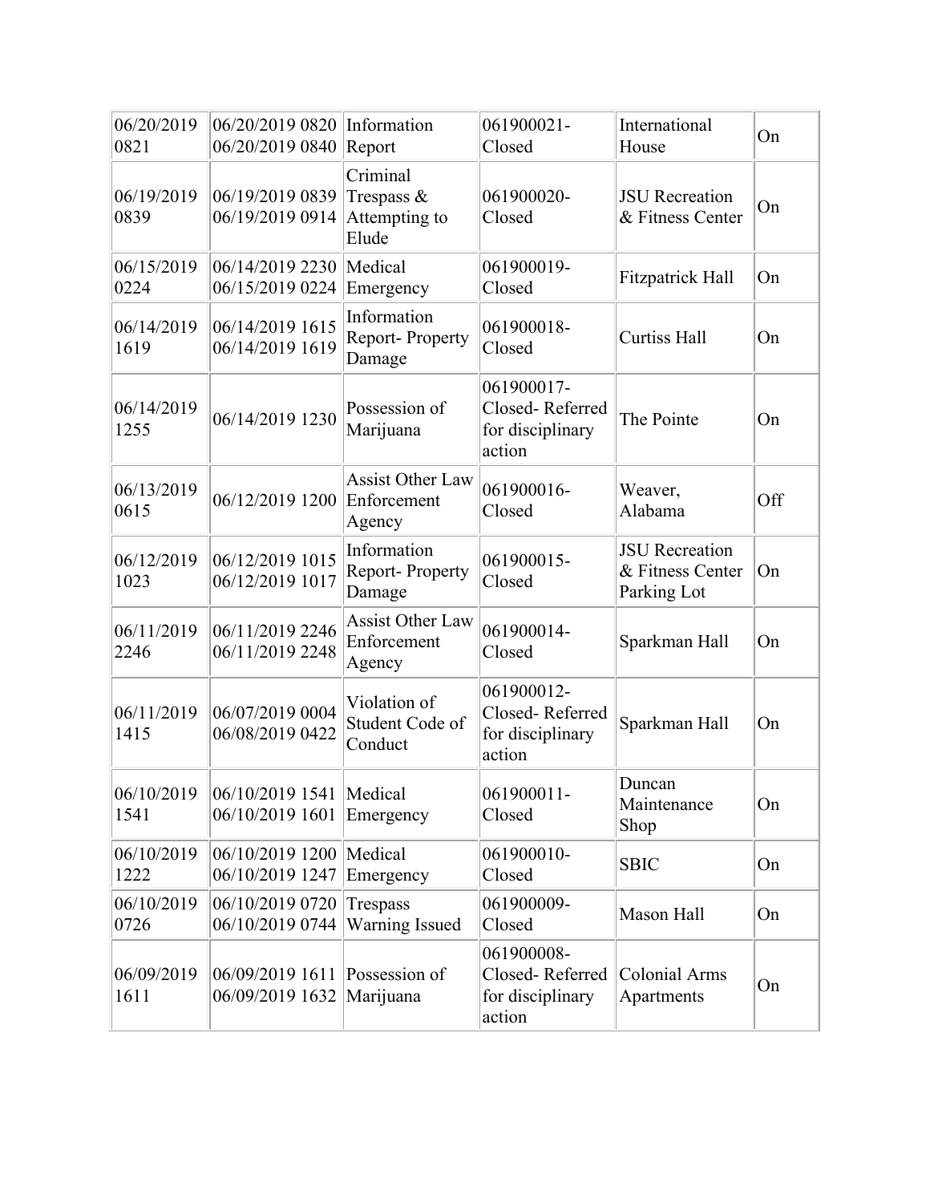| | | | | | |
|---|---|---|---|---|---|
| 06/20/2019 0821 | 06/20/2019 0820 06/20/2019 0840 | Information Report | 061900021-Closed | International House | On |
| 06/19/2019 0839 | 06/19/2019 0839 06/19/2019 0914 | Criminal Trespass & Attempting to Elude | 061900020-Closed | JSU Recreation & Fitness Center | On |
| 06/15/2019 0224 | 06/14/2019 2230 06/15/2019 0224 | Medical Emergency | 061900019-Closed | Fitzpatrick Hall | On |
| 06/14/2019 1619 | 06/14/2019 1615 06/14/2019 1619 | Information Report- Property Damage | 061900018-Closed | Curtiss Hall | On |
| 06/14/2019 1255 | 06/14/2019 1230 | Possession of Marijuana | 061900017-Closed- Referred for disciplinary action | The Pointe | On |
| 06/13/2019 0615 | 06/12/2019 1200 | Assist Other Law Enforcement Agency | 061900016-Closed | Weaver, Alabama | Off |
| 06/12/2019 1023 | 06/12/2019 1015 06/12/2019 1017 | Information Report- Property Damage | 061900015-Closed | JSU Recreation & Fitness Center Parking Lot | On |
| 06/11/2019 2246 | 06/11/2019 2246 06/11/2019 2248 | Assist Other Law Enforcement Agency | 061900014-Closed | Sparkman Hall | On |
| 06/11/2019 1415 | 06/07/2019 0004 06/08/2019 0422 | Violation of Student Code of Conduct | 061900012-Closed- Referred for disciplinary action | Sparkman Hall | On |
| 06/10/2019 1541 | 06/10/2019 1541 06/10/2019 1601 | Medical Emergency | 061900011-Closed | Duncan Maintenance Shop | On |
| 06/10/2019 1222 | 06/10/2019 1200 06/10/2019 1247 | Medical Emergency | 061900010-Closed | SBIC | On |
| 06/10/2019 0726 | 06/10/2019 0720 06/10/2019 0744 | Trespass Warning Issued | 061900009-Closed | Mason Hall | On |
| 06/09/2019 1611 | 06/09/2019 1611 06/09/2019 1632 | Possession of Marijuana | 061900008-Closed- Referred for disciplinary action | Colonial Arms Apartments | On |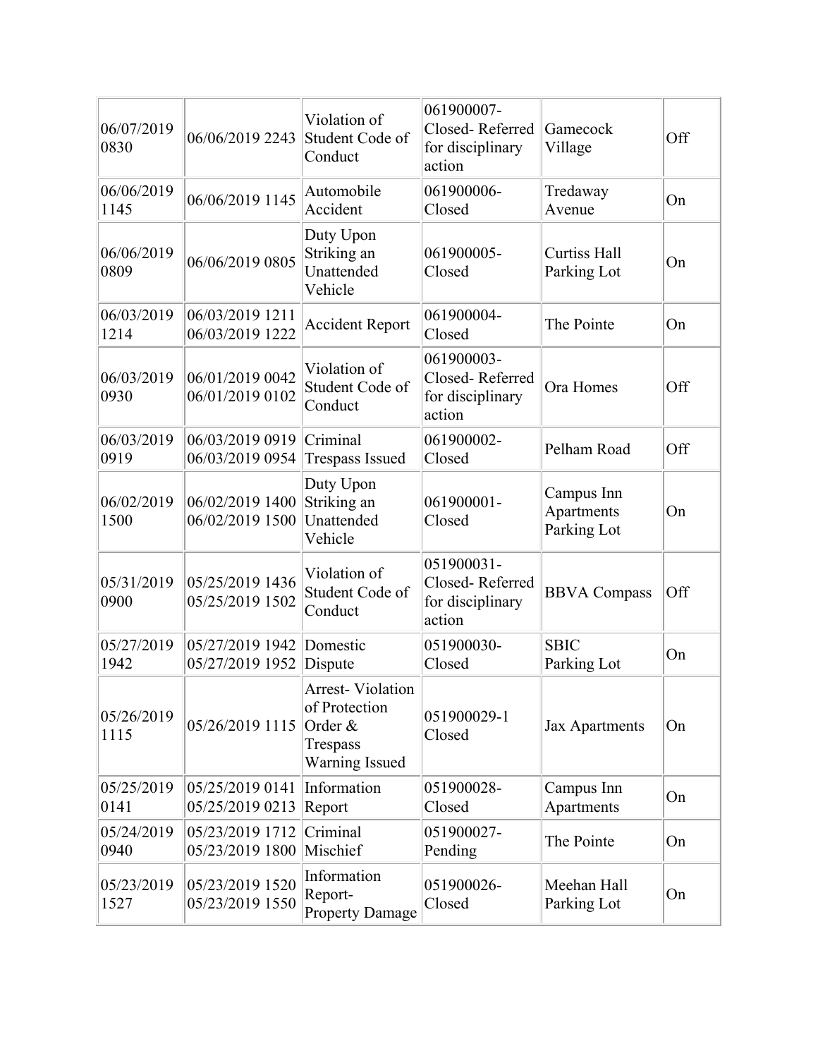| 06/07/2019 0830 | 06/06/2019 2243 | Violation of Student Code of Conduct | 061900007- Closed- Referred for disciplinary action | Gamecock Village | Off |
|---|---|---|---|---|---|
| 06/06/2019 1145 | 06/06/2019 1145 | Automobile Accident | 061900006- Closed | Tredaway Avenue | On |
| 06/06/2019 0809 | 06/06/2019 0805 | Duty Upon Striking an Unattended Vehicle | 061900005- Closed | Curtiss Hall Parking Lot | On |
| 06/03/2019 1214 | 06/03/2019 1211 06/03/2019 1222 | Accident Report | 061900004- Closed | The Pointe | On |
| 06/03/2019 0930 | 06/01/2019 0042 06/01/2019 0102 | Violation of Student Code of Conduct | 061900003- Closed- Referred for disciplinary action | Ora Homes | Off |
| 06/03/2019 0919 | 06/03/2019 0919 06/03/2019 0954 | Criminal Trespass Issued | 061900002- Closed | Pelham Road | Off |
| 06/02/2019 1500 | 06/02/2019 1400 06/02/2019 1500 | Duty Upon Striking an Unattended Vehicle | 061900001- Closed | Campus Inn Apartments Parking Lot | On |
| 05/31/2019 0900 | 05/25/2019 1436 05/25/2019 1502 | Violation of Student Code of Conduct | 051900031- Closed- Referred for disciplinary action | BBVA Compass | Off |
| 05/27/2019 1942 | 05/27/2019 1942 05/27/2019 1952 | Domestic Dispute | 051900030- Closed | SBIC Parking Lot | On |
| 05/26/2019 1115 | 05/26/2019 1115 | Arrest- Violation of Protection Order & Trespass Warning Issued | 051900029-1 Closed | Jax Apartments | On |
| 05/25/2019 0141 | 05/25/2019 0141 05/25/2019 0213 | Information Report | 051900028- Closed | Campus Inn Apartments | On |
| 05/24/2019 0940 | 05/23/2019 1712 05/23/2019 1800 | Criminal Mischief | 051900027- Pending | The Pointe | On |
| 05/23/2019 1527 | 05/23/2019 1520 05/23/2019 1550 | Information Report- Property Damage | 051900026- Closed | Meehan Hall Parking Lot | On |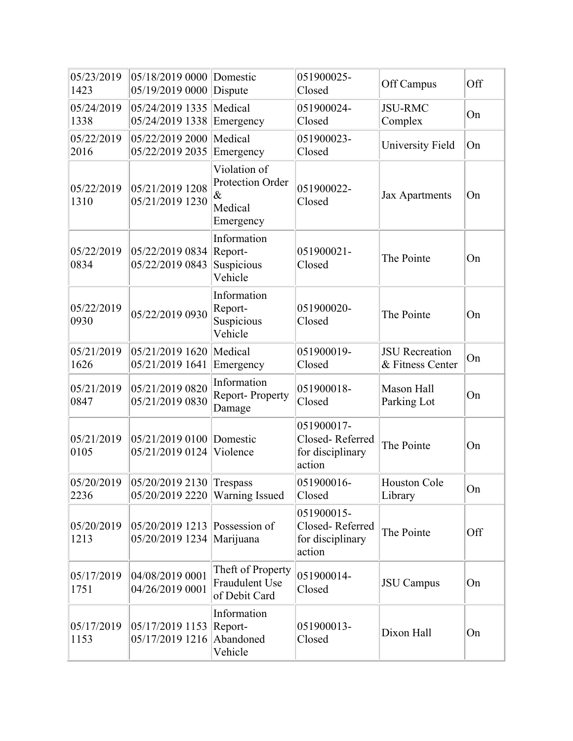| | | | | | |
|---|---|---|---|---|---|
| 05/23/2019 1423 | 05/18/2019 0000 05/19/2019 0000 | Domestic Dispute | 051900025-Closed | Off Campus | Off |
| 05/24/2019 1338 | 05/24/2019 1335 05/24/2019 1338 | Medical Emergency | 051900024-Closed | JSU-RMC Complex | On |
| 05/22/2019 2016 | 05/22/2019 2000 05/22/2019 2035 | Medical Emergency | 051900023-Closed | University Field | On |
| 05/22/2019 1310 | 05/21/2019 1208 05/21/2019 1230 | Violation of Protection Order & Medical Emergency | 051900022-Closed | Jax Apartments | On |
| 05/22/2019 0834 | 05/22/2019 0834 05/22/2019 0843 | Information Report- Suspicious Vehicle | 051900021-Closed | The Pointe | On |
| 05/22/2019 0930 | 05/22/2019 0930 | Information Report- Suspicious Vehicle | 051900020-Closed | The Pointe | On |
| 05/21/2019 1626 | 05/21/2019 1620 05/21/2019 1641 | Medical Emergency | 051900019-Closed | JSU Recreation & Fitness Center | On |
| 05/21/2019 0847 | 05/21/2019 0820 05/21/2019 0830 | Information Report- Property Damage | 051900018-Closed | Mason Hall Parking Lot | On |
| 05/21/2019 0105 | 05/21/2019 0100 05/21/2019 0124 | Domestic Violence | 051900017-Closed- Referred for disciplinary action | The Pointe | On |
| 05/20/2019 2236 | 05/20/2019 2130 05/20/2019 2220 | Trespass Warning Issued | 051900016-Closed | Houston Cole Library | On |
| 05/20/2019 1213 | 05/20/2019 1213 05/20/2019 1234 | Possession of Marijuana | 051900015-Closed- Referred for disciplinary action | The Pointe | Off |
| 05/17/2019 1751 | 04/08/2019 0001 04/26/2019 0001 | Theft of Property Fraudulent Use of Debit Card | 051900014-Closed | JSU Campus | On |
| 05/17/2019 1153 | 05/17/2019 1153 05/17/2019 1216 | Information Report- Abandoned Vehicle | 051900013-Closed | Dixon Hall | On |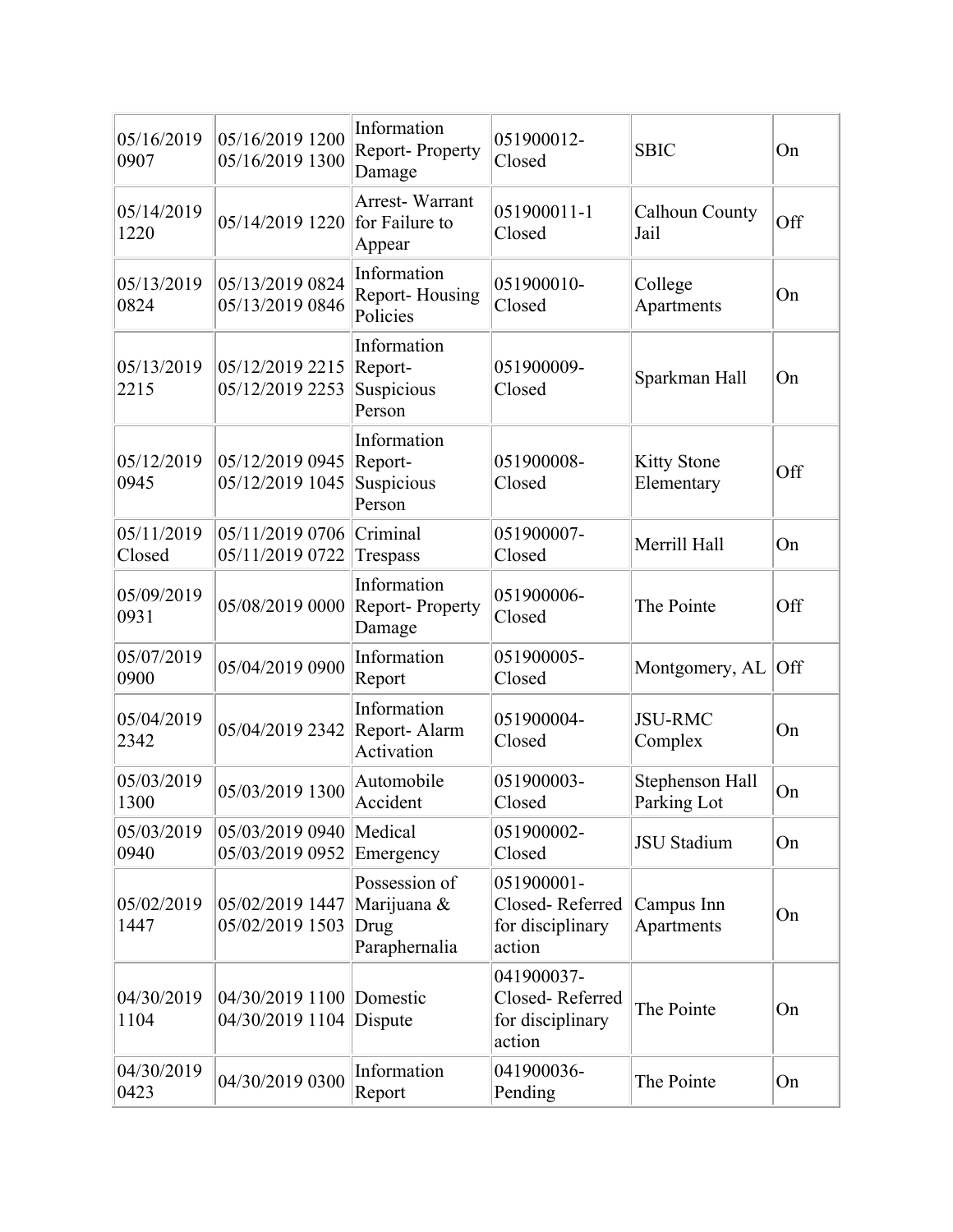| | | | | | |
|---|---|---|---|---|---|
| 05/16/2019 0907 | 05/16/2019 1200 05/16/2019 1300 | Information Report- Property Damage | 051900012- Closed | SBIC | On |
| 05/14/2019 1220 | 05/14/2019 1220 | Arrest- Warrant for Failure to Appear | 051900011-1 Closed | Calhoun County Jail | Off |
| 05/13/2019 0824 | 05/13/2019 0824 05/13/2019 0846 | Information Report- Housing Policies | 051900010- Closed | College Apartments | On |
| 05/13/2019 2215 | 05/12/2019 2215 05/12/2019 2253 | Information Report- Suspicious Person | 051900009- Closed | Sparkman Hall | On |
| 05/12/2019 0945 | 05/12/2019 0945 05/12/2019 1045 | Information Report- Suspicious Person | 051900008- Closed | Kitty Stone Elementary | Off |
| 05/11/2019 Closed | 05/11/2019 0706 05/11/2019 0722 | Criminal Trespass | 051900007- Closed | Merrill Hall | On |
| 05/09/2019 0931 | 05/08/2019 0000 | Information Report- Property Damage | 051900006- Closed | The Pointe | Off |
| 05/07/2019 0900 | 05/04/2019 0900 | Information Report | 051900005- Closed | Montgomery, AL | Off |
| 05/04/2019 2342 | 05/04/2019 2342 | Information Report- Alarm Activation | 051900004- Closed | JSU-RMC Complex | On |
| 05/03/2019 1300 | 05/03/2019 1300 | Automobile Accident | 051900003- Closed | Stephenson Hall Parking Lot | On |
| 05/03/2019 0940 | 05/03/2019 0940 05/03/2019 0952 | Medical Emergency | 051900002- Closed | JSU Stadium | On |
| 05/02/2019 1447 | 05/02/2019 1447 05/02/2019 1503 | Possession of Marijuana & Drug Paraphernalia | 051900001- Closed- Referred for disciplinary action | Campus Inn Apartments | On |
| 04/30/2019 1104 | 04/30/2019 1100 04/30/2019 1104 | Domestic Dispute | 041900037- Closed- Referred for disciplinary action | The Pointe | On |
| 04/30/2019 0423 | 04/30/2019 0300 | Information Report | 041900036- Pending | The Pointe | On |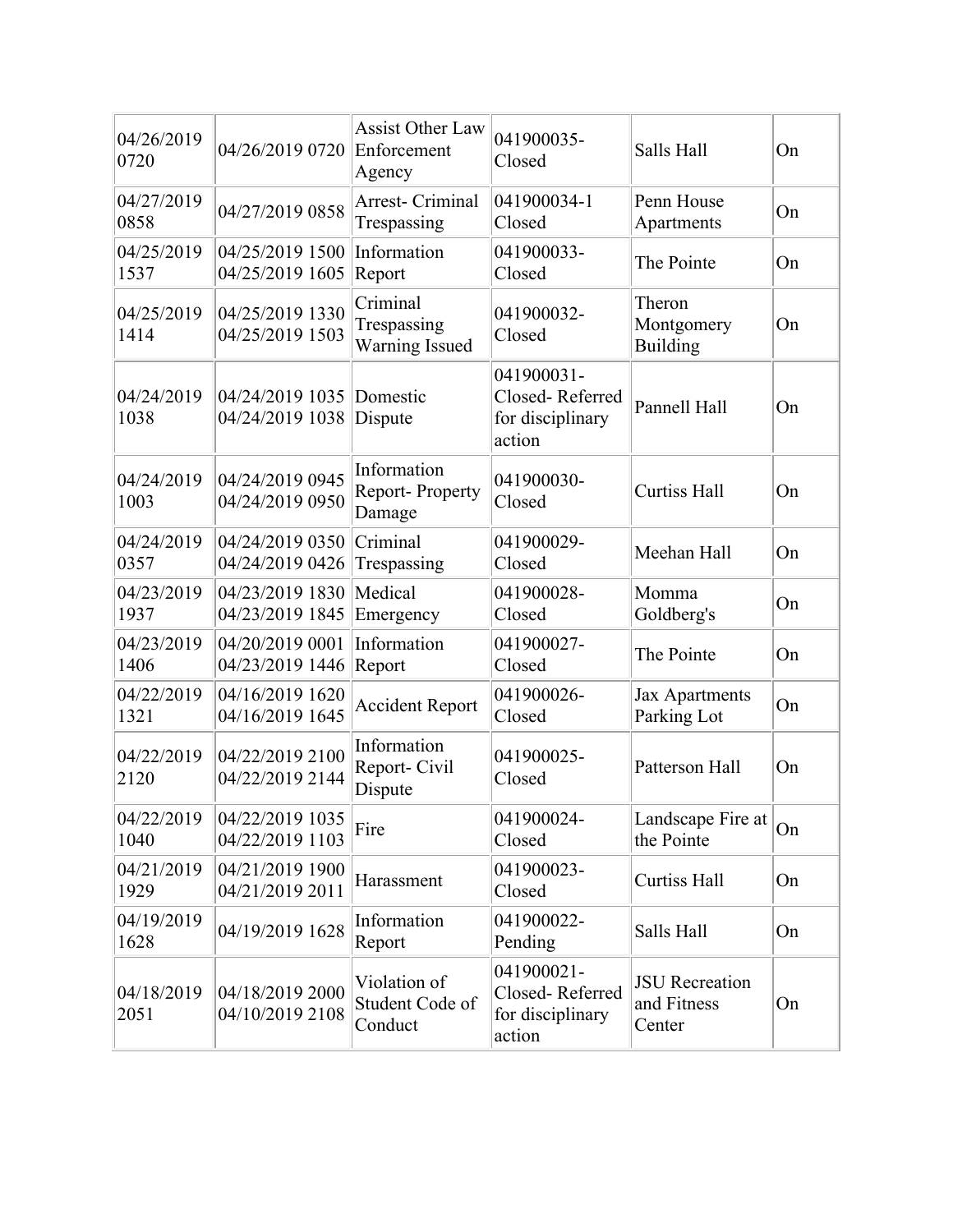| | | | | | |
|---|---|---|---|---|---|
| 04/26/2019 0720 | 04/26/2019 0720 | Assist Other Law Enforcement Agency | 041900035- Closed | Salls Hall | On |
| 04/27/2019 0858 | 04/27/2019 0858 | Arrest- Criminal Trespassing | 041900034-1 Closed | Penn House Apartments | On |
| 04/25/2019 1537 | 04/25/2019 1500 04/25/2019 1605 | Information Report | 041900033- Closed | The Pointe | On |
| 04/25/2019 1414 | 04/25/2019 1330 04/25/2019 1503 | Criminal Trespassing Warning Issued | 041900032- Closed | Theron Montgomery Building | On |
| 04/24/2019 1038 | 04/24/2019 1035 04/24/2019 1038 | Domestic Dispute | 041900031- Closed- Referred for disciplinary action | Pannell Hall | On |
| 04/24/2019 1003 | 04/24/2019 0945 04/24/2019 0950 | Information Report- Property Damage | 041900030- Closed | Curtiss Hall | On |
| 04/24/2019 0357 | 04/24/2019 0350 04/24/2019 0426 | Criminal Trespassing | 041900029- Closed | Meehan Hall | On |
| 04/23/2019 1937 | 04/23/2019 1830 04/23/2019 1845 | Medical Emergency | 041900028- Closed | Momma Goldberg's | On |
| 04/23/2019 1406 | 04/20/2019 0001 04/23/2019 1446 | Information Report | 041900027- Closed | The Pointe | On |
| 04/22/2019 1321 | 04/16/2019 1620 04/16/2019 1645 | Accident Report | 041900026- Closed | Jax Apartments Parking Lot | On |
| 04/22/2019 2120 | 04/22/2019 2100 04/22/2019 2144 | Information Report- Civil Dispute | 041900025- Closed | Patterson Hall | On |
| 04/22/2019 1040 | 04/22/2019 1035 04/22/2019 1103 | Fire | 041900024- Closed | Landscape Fire at the Pointe | On |
| 04/21/2019 1929 | 04/21/2019 1900 04/21/2019 2011 | Harassment | 041900023- Closed | Curtiss Hall | On |
| 04/19/2019 1628 | 04/19/2019 1628 | Information Report | 041900022- Pending | Salls Hall | On |
| 04/18/2019 2051 | 04/18/2019 2000 04/10/2019 2108 | Violation of Student Code of Conduct | 041900021- Closed- Referred for disciplinary action | JSU Recreation and Fitness Center | On |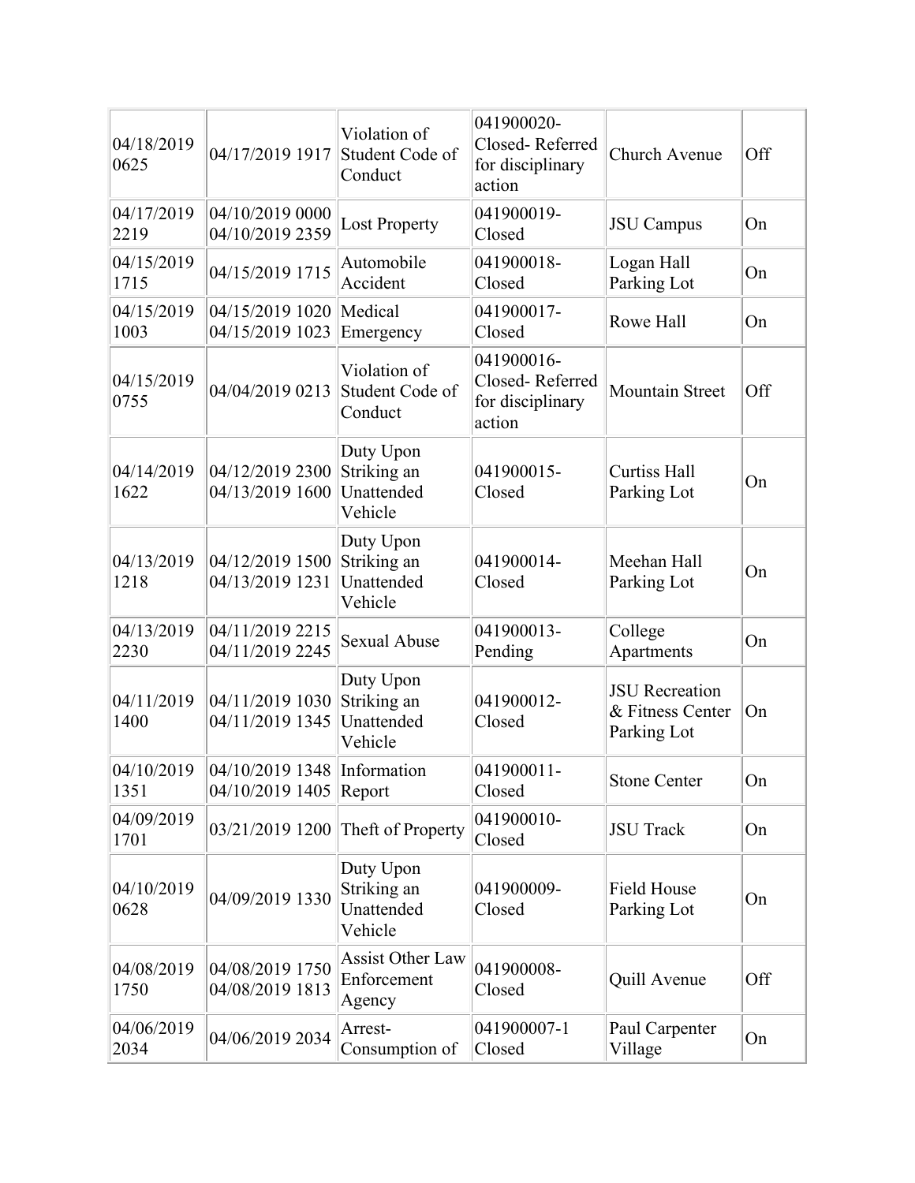| | | | | | |
|---|---|---|---|---|---|
| 04/18/2019 0625 | 04/17/2019 1917 | Violation of Student Code of Conduct | 041900020-Closed- Referred for disciplinary action | Church Avenue | Off |
| 04/17/2019 2219 | 04/10/2019 0000 04/10/2019 2359 | Lost Property | 041900019-Closed | JSU Campus | On |
| 04/15/2019 1715 | 04/15/2019 1715 | Automobile Accident | 041900018-Closed | Logan Hall Parking Lot | On |
| 04/15/2019 1003 | 04/15/2019 1020 04/15/2019 1023 | Medical Emergency | 041900017-Closed | Rowe Hall | On |
| 04/15/2019 0755 | 04/04/2019 0213 | Violation of Student Code of Conduct | 041900016-Closed- Referred for disciplinary action | Mountain Street | Off |
| 04/14/2019 1622 | 04/12/2019 2300 04/13/2019 1600 | Duty Upon Striking an Unattended Vehicle | 041900015-Closed | Curtiss Hall Parking Lot | On |
| 04/13/2019 1218 | 04/12/2019 1500 04/13/2019 1231 | Duty Upon Striking an Unattended Vehicle | 041900014-Closed | Meehan Hall Parking Lot | On |
| 04/13/2019 2230 | 04/11/2019 2215 04/11/2019 2245 | Sexual Abuse | 041900013-Pending | College Apartments | On |
| 04/11/2019 1400 | 04/11/2019 1030 04/11/2019 1345 | Duty Upon Striking an Unattended Vehicle | 041900012-Closed | JSU Recreation & Fitness Center Parking Lot | On |
| 04/10/2019 1351 | 04/10/2019 1348 04/10/2019 1405 | Information Report | 041900011-Closed | Stone Center | On |
| 04/09/2019 1701 | 03/21/2019 1200 | Theft of Property | 041900010-Closed | JSU Track | On |
| 04/10/2019 0628 | 04/09/2019 1330 | Duty Upon Striking an Unattended Vehicle | 041900009-Closed | Field House Parking Lot | On |
| 04/08/2019 1750 | 04/08/2019 1750 04/08/2019 1813 | Assist Other Law Enforcement Agency | 041900008-Closed | Quill Avenue | Off |
| 04/06/2019 2034 | 04/06/2019 2034 | Arrest-Consumption of | 041900007-1 Closed | Paul Carpenter Village | On |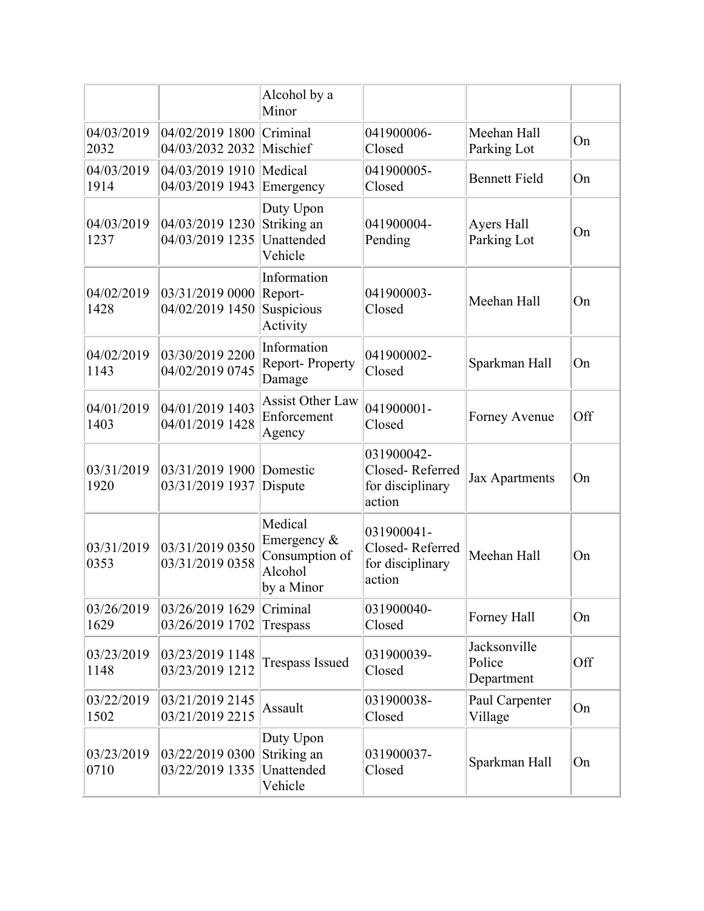|  |  | Alcohol by a Minor |  |  |  |
|---|---|---|---|---|---|
| 04/03/2019 2032 | 04/02/2019 1800 04/03/2032 2032 | Criminal Mischief | 041900006- Closed | Meehan Hall Parking Lot | On |
| 04/03/2019 1914 | 04/03/2019 1910 04/03/2019 1943 | Medical Emergency | 041900005- Closed | Bennett Field | On |
| 04/03/2019 1237 | 04/03/2019 1230 04/03/2019 1235 | Duty Upon Striking an Unattended Vehicle | 041900004- Pending | Ayers Hall Parking Lot | On |
| 04/02/2019 1428 | 03/31/2019 0000 04/02/2019 1450 | Information Report- Suspicious Activity | 041900003- Closed | Meehan Hall | On |
| 04/02/2019 1143 | 03/30/2019 2200 04/02/2019 0745 | Information Report- Property Damage | 041900002- Closed | Sparkman Hall | On |
| 04/01/2019 1403 | 04/01/2019 1403 04/01/2019 1428 | Assist Other Law Enforcement Agency | 041900001- Closed | Forney Avenue | Off |
| 03/31/2019 1920 | 03/31/2019 1900 03/31/2019 1937 | Domestic Dispute | 031900042- Closed- Referred for disciplinary action | Jax Apartments | On |
| 03/31/2019 0353 | 03/31/2019 0350 03/31/2019 0358 | Medical Emergency & Consumption of Alcohol by a Minor | 031900041- Closed- Referred for disciplinary action | Meehan Hall | On |
| 03/26/2019 1629 | 03/26/2019 1629 03/26/2019 1702 | Criminal Trespass | 031900040- Closed | Forney Hall | On |
| 03/23/2019 1148 | 03/23/2019 1148 03/23/2019 1212 | Trespass Issued | 031900039- Closed | Jacksonville Police Department | Off |
| 03/22/2019 1502 | 03/21/2019 2145 03/21/2019 2215 | Assault | 031900038- Closed | Paul Carpenter Village | On |
| 03/23/2019 0710 | 03/22/2019 0300 03/22/2019 1335 | Duty Upon Striking an Unattended Vehicle | 031900037- Closed | Sparkman Hall | On |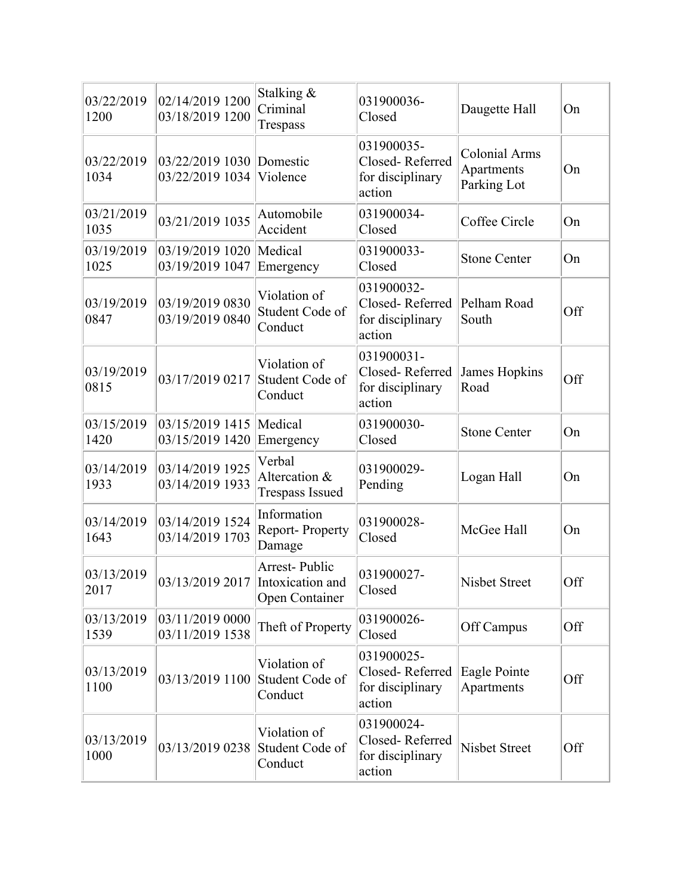| | | | | | |
|---|---|---|---|---|---|
| 03/22/2019 1200 | 02/14/2019 1200 03/18/2019 1200 | Stalking & Criminal Trespass | 031900036- Closed | Daugette Hall | On |
| 03/22/2019 1034 | 03/22/2019 1030 03/22/2019 1034 | Domestic Violence | 031900035- Closed- Referred for disciplinary action | Colonial Arms Apartments Parking Lot | On |
| 03/21/2019 1035 | 03/21/2019 1035 | Automobile Accident | 031900034- Closed | Coffee Circle | On |
| 03/19/2019 1025 | 03/19/2019 1020 03/19/2019 1047 | Medical Emergency | 031900033- Closed | Stone Center | On |
| 03/19/2019 0847 | 03/19/2019 0830 03/19/2019 0840 | Violation of Student Code of Conduct | 031900032- Closed- Referred for disciplinary action | Pelham Road South | Off |
| 03/19/2019 0815 | 03/17/2019 0217 | Violation of Student Code of Conduct | 031900031- Closed- Referred for disciplinary action | James Hopkins Road | Off |
| 03/15/2019 1420 | 03/15/2019 1415 03/15/2019 1420 | Medical Emergency | 031900030- Closed | Stone Center | On |
| 03/14/2019 1933 | 03/14/2019 1925 03/14/2019 1933 | Verbal Altercation & Trespass Issued | 031900029- Pending | Logan Hall | On |
| 03/14/2019 1643 | 03/14/2019 1524 03/14/2019 1703 | Information Report- Property Damage | 031900028- Closed | McGee Hall | On |
| 03/13/2019 2017 | 03/13/2019 2017 | Arrest- Public Intoxication and Open Container | 031900027- Closed | Nisbet Street | Off |
| 03/13/2019 1539 | 03/11/2019 0000 03/11/2019 1538 | Theft of Property | 031900026- Closed | Off Campus | Off |
| 03/13/2019 1100 | 03/13/2019 1100 | Violation of Student Code of Conduct | 031900025- Closed- Referred for disciplinary action | Eagle Pointe Apartments | Off |
| 03/13/2019 1000 | 03/13/2019 0238 | Violation of Student Code of Conduct | 031900024- Closed- Referred for disciplinary action | Nisbet Street | Off |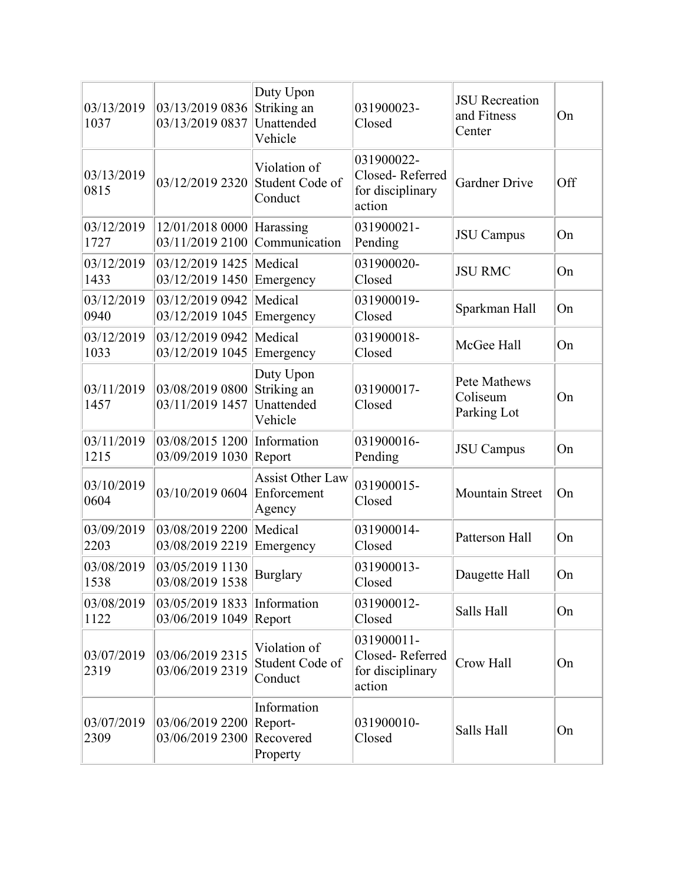| 03/13/2019 1037 | 03/13/2019 0836 03/13/2019 0837 | Duty Upon Striking an Unattended Vehicle | 031900023-Closed | JSU Recreation and Fitness Center | On |
|---|---|---|---|---|---|
| 03/13/2019 0815 | 03/12/2019 2320 | Violation of Student Code of Conduct | 031900022-Closed- Referred for disciplinary action | Gardner Drive | Off |
| 03/12/2019 1727 | 12/01/2018 0000 03/11/2019 2100 | Harassing Communication | 031900021-Pending | JSU Campus | On |
| 03/12/2019 1433 | 03/12/2019 1425 03/12/2019 1450 | Medical Emergency | 031900020-Closed | JSU RMC | On |
| 03/12/2019 0940 | 03/12/2019 0942 03/12/2019 1045 | Medical Emergency | 031900019-Closed | Sparkman Hall | On |
| 03/12/2019 1033 | 03/12/2019 0942 03/12/2019 1045 | Medical Emergency | 031900018-Closed | McGee Hall | On |
| 03/11/2019 1457 | 03/08/2019 0800 03/11/2019 1457 | Duty Upon Striking an Unattended Vehicle | 031900017-Closed | Pete Mathews Coliseum Parking Lot | On |
| 03/11/2019 1215 | 03/08/2015 1200 03/09/2019 1030 | Information Report | 031900016-Pending | JSU Campus | On |
| 03/10/2019 0604 | 03/10/2019 0604 | Assist Other Law Enforcement Agency | 031900015-Closed | Mountain Street | On |
| 03/09/2019 2203 | 03/08/2019 2200 03/08/2019 2219 | Medical Emergency | 031900014-Closed | Patterson Hall | On |
| 03/08/2019 1538 | 03/05/2019 1130 03/08/2019 1538 | Burglary | 031900013-Closed | Daugette Hall | On |
| 03/08/2019 1122 | 03/05/2019 1833 03/06/2019 1049 | Information Report | 031900012-Closed | Salls Hall | On |
| 03/07/2019 2319 | 03/06/2019 2315 03/06/2019 2319 | Violation of Student Code of Conduct | 031900011-Closed- Referred for disciplinary action | Crow Hall | On |
| 03/07/2019 2309 | 03/06/2019 2200 03/06/2019 2300 | Information Report- Recovered Property | 031900010-Closed | Salls Hall | On |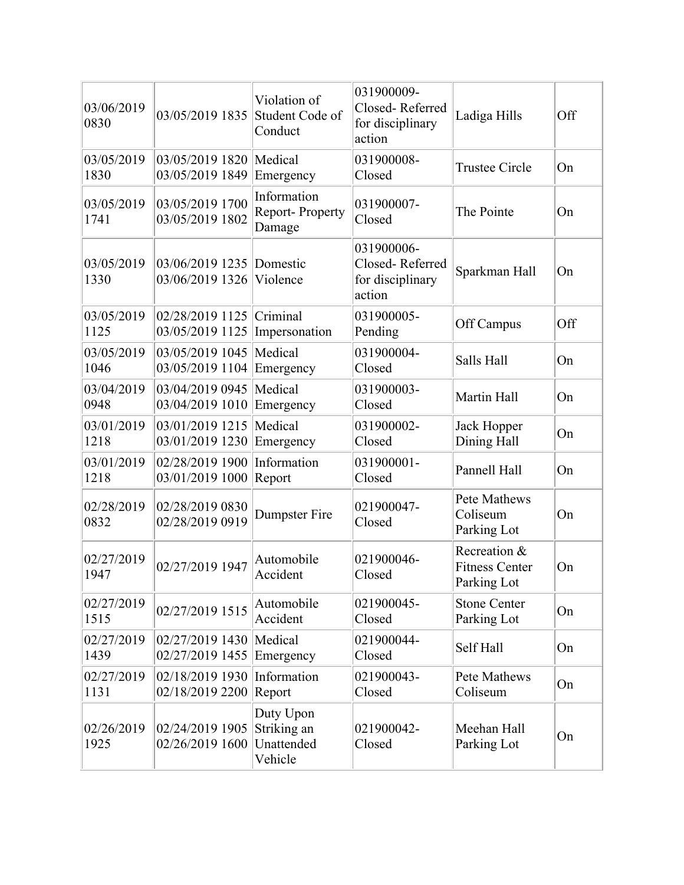| 03/06/2019 0830 | 03/05/2019 1835 | Violation of Student Code of Conduct | 031900009- Closed- Referred for disciplinary action | Ladiga Hills | Off |
|---|---|---|---|---|---|
| 03/05/2019 1830 | 03/05/2019 1820 03/05/2019 1849 | Medical Emergency | 031900008- Closed | Trustee Circle | On |
| 03/05/2019 1741 | 03/05/2019 1700 03/05/2019 1802 | Information Report- Property Damage | 031900007- Closed | The Pointe | On |
| 03/05/2019 1330 | 03/06/2019 1235 03/06/2019 1326 | Domestic Violence | 031900006- Closed- Referred for disciplinary action | Sparkman Hall | On |
| 03/05/2019 1125 | 02/28/2019 1125 03/05/2019 1125 | Criminal Impersonation | 031900005- Pending | Off Campus | Off |
| 03/05/2019 1046 | 03/05/2019 1045 03/05/2019 1104 | Medical Emergency | 031900004- Closed | Salls Hall | On |
| 03/04/2019 0948 | 03/04/2019 0945 03/04/2019 1010 | Medical Emergency | 031900003- Closed | Martin Hall | On |
| 03/01/2019 1218 | 03/01/2019 1215 03/01/2019 1230 | Medical Emergency | 031900002- Closed | Jack Hopper Dining Hall | On |
| 03/01/2019 1218 | 02/28/2019 1900 03/01/2019 1000 | Information Report | 031900001- Closed | Pannell Hall | On |
| 02/28/2019 0832 | 02/28/2019 0830 02/28/2019 0919 | Dumpster Fire | 021900047- Closed | Pete Mathews Coliseum Parking Lot | On |
| 02/27/2019 1947 | 02/27/2019 1947 | Automobile Accident | 021900046- Closed | Recreation & Fitness Center Parking Lot | On |
| 02/27/2019 1515 | 02/27/2019 1515 | Automobile Accident | 021900045- Closed | Stone Center Parking Lot | On |
| 02/27/2019 1439 | 02/27/2019 1430 02/27/2019 1455 | Medical Emergency | 021900044- Closed | Self Hall | On |
| 02/27/2019 1131 | 02/18/2019 1930 02/18/2019 2200 | Information Report | 021900043- Closed | Pete Mathews Coliseum | On |
| 02/26/2019 1925 | 02/24/2019 1905 02/26/2019 1600 | Duty Upon Striking an Unattended Vehicle | 021900042- Closed | Meehan Hall Parking Lot | On |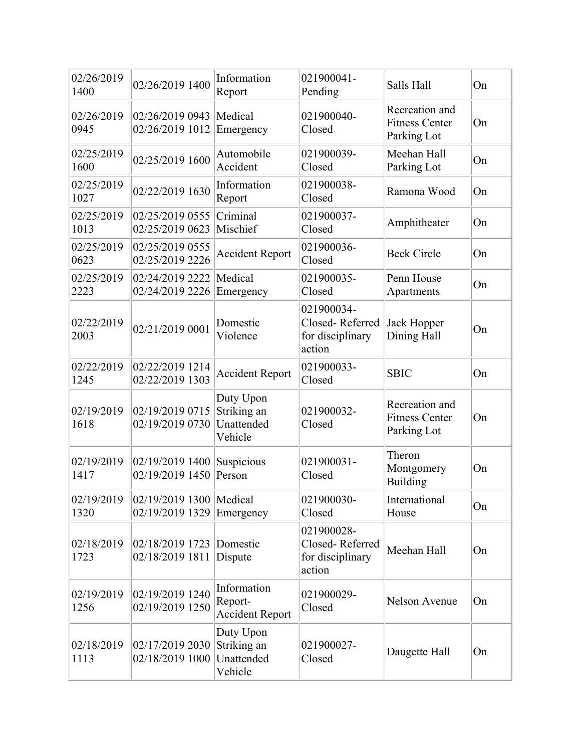| 02/26/2019 1400 | 02/26/2019 1400 | Information Report | 021900041- Pending | Salls Hall | On |
|---|---|---|---|---|---|
| 02/26/2019 0945 | 02/26/2019 0943 02/26/2019 1012 | Medical Emergency | 021900040- Closed | Recreation and Fitness Center Parking Lot | On |
| 02/25/2019 1600 | 02/25/2019 1600 | Automobile Accident | 021900039- Closed | Meehan Hall Parking Lot | On |
| 02/25/2019 1027 | 02/22/2019 1630 | Information Report | 021900038- Closed | Ramona Wood | On |
| 02/25/2019 1013 | 02/25/2019 0555 02/25/2019 0623 | Criminal Mischief | 021900037- Closed | Amphitheater | On |
| 02/25/2019 0623 | 02/25/2019 0555 02/25/2019 2226 | Accident Report | 021900036- Closed | Beck Circle | On |
| 02/25/2019 2223 | 02/24/2019 2222 02/24/2019 2226 | Medical Emergency | 021900035- Closed | Penn House Apartments | On |
| 02/22/2019 2003 | 02/21/2019 0001 | Domestic Violence | 021900034- Closed- Referred for disciplinary action | Jack Hopper Dining Hall | On |
| 02/22/2019 1245 | 02/22/2019 1214 02/22/2019 1303 | Accident Report | 021900033- Closed | SBIC | On |
| 02/19/2019 1618 | 02/19/2019 0715 02/19/2019 0730 | Duty Upon Striking an Unattended Vehicle | 021900032- Closed | Recreation and Fitness Center Parking Lot | On |
| 02/19/2019 1417 | 02/19/2019 1400 02/19/2019 1450 | Suspicious Person | 021900031- Closed | Theron Montgomery Building | On |
| 02/19/2019 1320 | 02/19/2019 1300 02/19/2019 1329 | Medical Emergency | 021900030- Closed | International House | On |
| 02/18/2019 1723 | 02/18/2019 1723 02/18/2019 1811 | Domestic Dispute | 021900028- Closed- Referred for disciplinary action | Meehan Hall | On |
| 02/19/2019 1256 | 02/19/2019 1240 02/19/2019 1250 | Information Report- Accident Report | 021900029- Closed | Nelson Avenue | On |
| 02/18/2019 1113 | 02/17/2019 2030 02/18/2019 1000 | Duty Upon Striking an Unattended Vehicle | 021900027- Closed | Daugette Hall | On |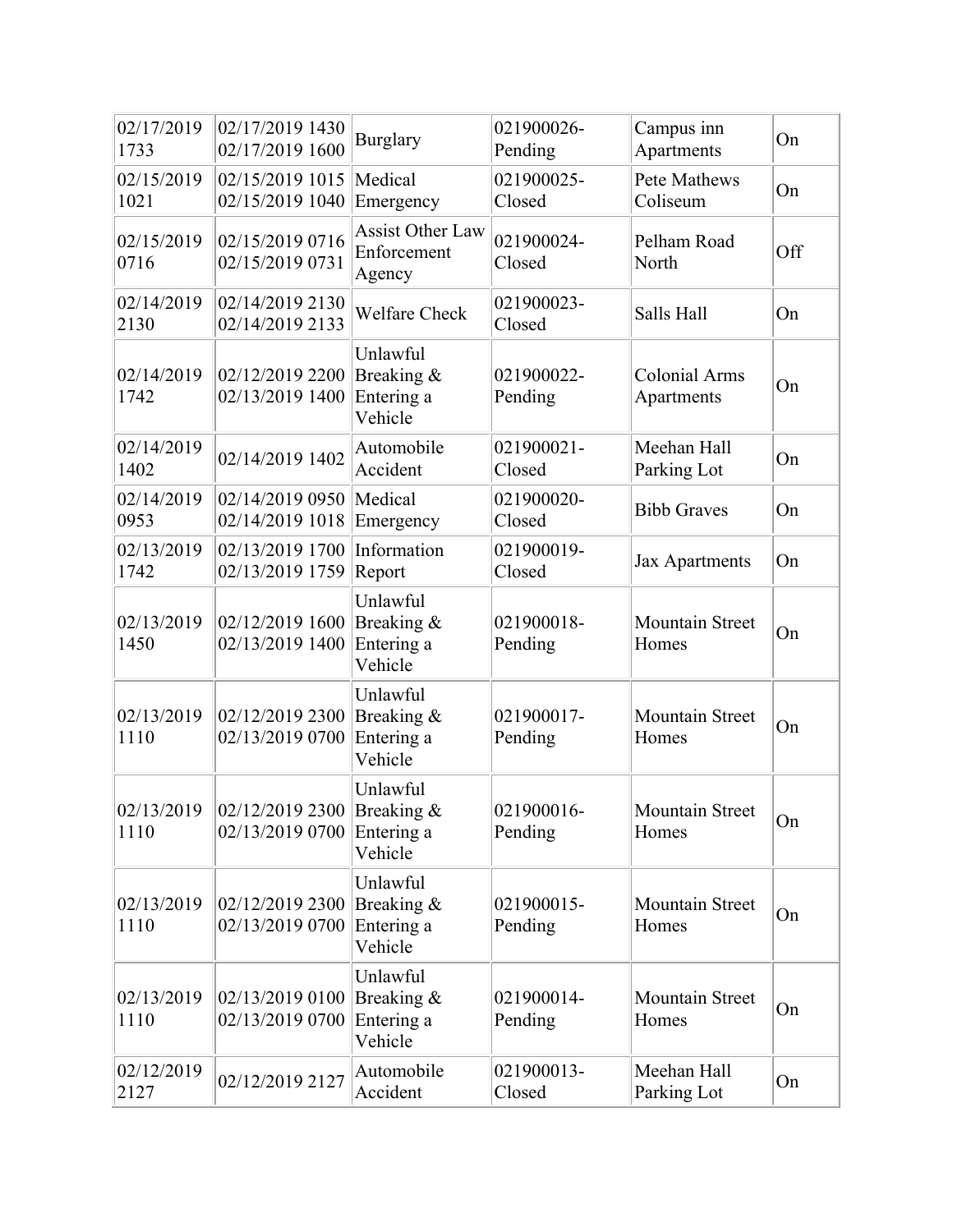| 02/17/2019 1733 | 02/17/2019 1430 02/17/2019 1600 | Burglary | 021900026-Pending | Campus inn Apartments | On |
|---|---|---|---|---|---|
| 02/15/2019 1021 | 02/15/2019 1015 02/15/2019 1040 | Medical Emergency | 021900025-Closed | Pete Mathews Coliseum | On |
| 02/15/2019 0716 | 02/15/2019 0716 02/15/2019 0731 | Assist Other Law Enforcement Agency | 021900024-Closed | Pelham Road North | Off |
| 02/14/2019 2130 | 02/14/2019 2130 02/14/2019 2133 | Welfare Check | 021900023-Closed | Salls Hall | On |
| 02/14/2019 1742 | 02/12/2019 2200 02/13/2019 1400 | Unlawful Breaking & Entering a Vehicle | 021900022-Pending | Colonial Arms Apartments | On |
| 02/14/2019 1402 | 02/14/2019 1402 | Automobile Accident | 021900021-Closed | Meehan Hall Parking Lot | On |
| 02/14/2019 0953 | 02/14/2019 0950 02/14/2019 1018 | Medical Emergency | 021900020-Closed | Bibb Graves | On |
| 02/13/2019 1742 | 02/13/2019 1700 02/13/2019 1759 | Information Report | 021900019-Closed | Jax Apartments | On |
| 02/13/2019 1450 | 02/12/2019 1600 02/13/2019 1400 | Unlawful Breaking & Entering a Vehicle | 021900018-Pending | Mountain Street Homes | On |
| 02/13/2019 1110 | 02/12/2019 2300 02/13/2019 0700 | Unlawful Breaking & Entering a Vehicle | 021900017-Pending | Mountain Street Homes | On |
| 02/13/2019 1110 | 02/12/2019 2300 02/13/2019 0700 | Unlawful Breaking & Entering a Vehicle | 021900016-Pending | Mountain Street Homes | On |
| 02/13/2019 1110 | 02/12/2019 2300 02/13/2019 0700 | Unlawful Breaking & Entering a Vehicle | 021900015-Pending | Mountain Street Homes | On |
| 02/13/2019 1110 | 02/13/2019 0100 02/13/2019 0700 | Unlawful Breaking & Entering a Vehicle | 021900014-Pending | Mountain Street Homes | On |
| 02/12/2019 2127 | 02/12/2019 2127 | Automobile Accident | 021900013-Closed | Meehan Hall Parking Lot | On |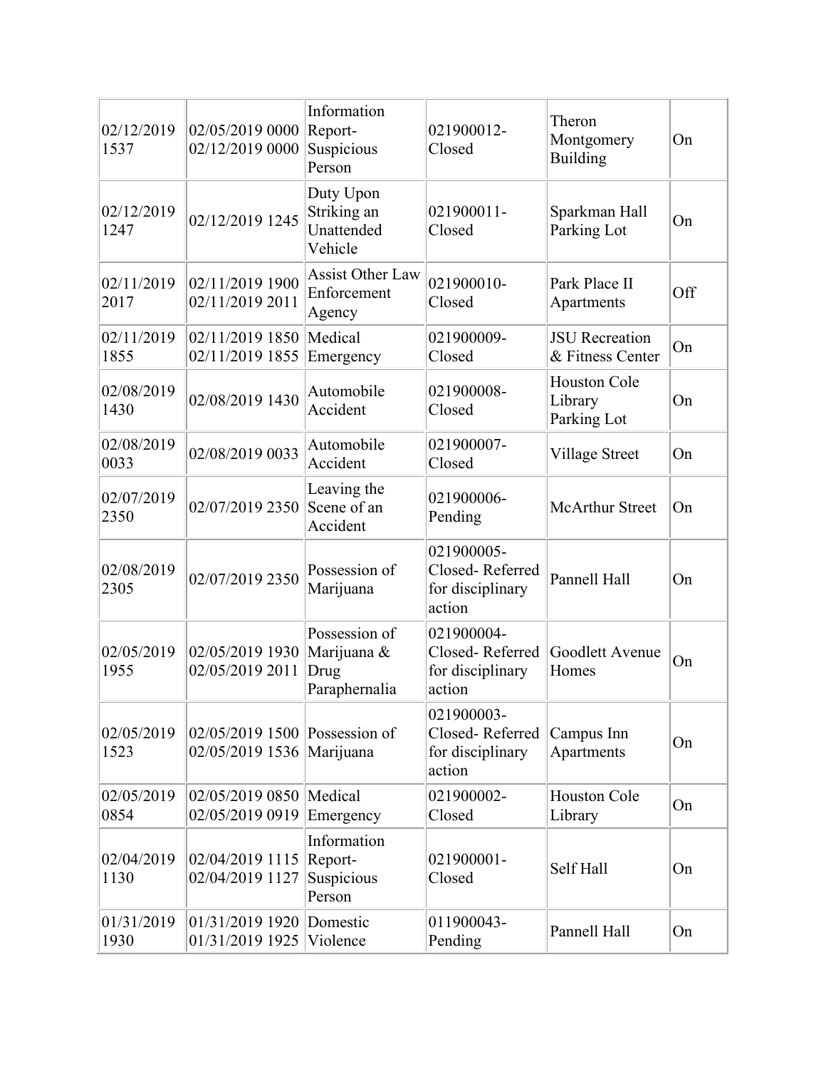| | | | | | |
|---|---|---|---|---|---|
| 02/12/2019 1537 | 02/05/2019 0000 02/12/2019 0000 | Information Report- Suspicious Person | 021900012- Closed | Theron Montgomery Building | On |
| 02/12/2019 1247 | 02/12/2019 1245 | Duty Upon Striking an Unattended Vehicle | 021900011- Closed | Sparkman Hall Parking Lot | On |
| 02/11/2019 2017 | 02/11/2019 1900 02/11/2019 2011 | Assist Other Law Enforcement Agency | 021900010- Closed | Park Place II Apartments | Off |
| 02/11/2019 1855 | 02/11/2019 1850 02/11/2019 1855 | Medical Emergency | 021900009- Closed | JSU Recreation & Fitness Center | On |
| 02/08/2019 1430 | 02/08/2019 1430 | Automobile Accident | 021900008- Closed | Houston Cole Library Parking Lot | On |
| 02/08/2019 0033 | 02/08/2019 0033 | Automobile Accident | 021900007- Closed | Village Street | On |
| 02/07/2019 2350 | 02/07/2019 2350 | Leaving the Scene of an Accident | 021900006- Pending | McArthur Street | On |
| 02/08/2019 2305 | 02/07/2019 2350 | Possession of Marijuana | 021900005- Closed- Referred for disciplinary action | Pannell Hall | On |
| 02/05/2019 1955 | 02/05/2019 1930 02/05/2019 2011 | Possession of Marijuana & Drug Paraphernalia | 021900004- Closed- Referred for disciplinary action | Goodlett Avenue Homes | On |
| 02/05/2019 1523 | 02/05/2019 1500 02/05/2019 1536 | Possession of Marijuana | 021900003- Closed- Referred for disciplinary action | Campus Inn Apartments | On |
| 02/05/2019 0854 | 02/05/2019 0850 02/05/2019 0919 | Medical Emergency | 021900002- Closed | Houston Cole Library | On |
| 02/04/2019 1130 | 02/04/2019 1115 02/04/2019 1127 | Information Report- Suspicious Person | 021900001- Closed | Self Hall | On |
| 01/31/2019 1930 | 01/31/2019 1920 01/31/2019 1925 | Domestic Violence | 011900043- Pending | Pannell Hall | On |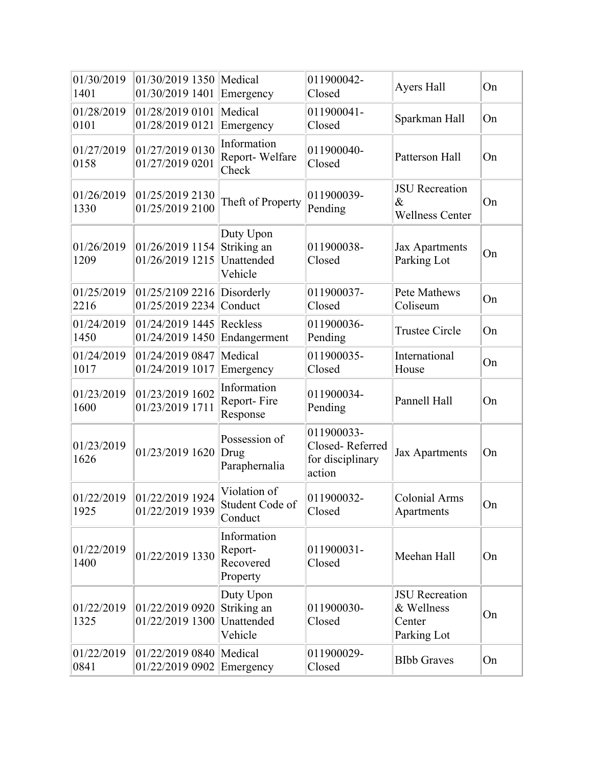| | | | | | |
|---|---|---|---|---|---|
| 01/30/2019 1401 | 01/30/2019 1350 01/30/2019 1401 | Medical Emergency | 011900042- Closed | Ayers Hall | On |
| 01/28/2019 0101 | 01/28/2019 0101 01/28/2019 0121 | Medical Emergency | 011900041- Closed | Sparkman Hall | On |
| 01/27/2019 0158 | 01/27/2019 0130 01/27/2019 0201 | Information Report- Welfare Check | 011900040- Closed | Patterson Hall | On |
| 01/26/2019 1330 | 01/25/2019 2130 01/25/2019 2100 | Theft of Property | 011900039- Pending | JSU Recreation & Wellness Center | On |
| 01/26/2019 1209 | 01/26/2019 1154 01/26/2019 1215 | Duty Upon Striking an Unattended Vehicle | 011900038- Closed | Jax Apartments Parking Lot | On |
| 01/25/2019 2216 | 01/25/2109 2216 01/25/2019 2234 | Disorderly Conduct | 011900037- Closed | Pete Mathews Coliseum | On |
| 01/24/2019 1450 | 01/24/2019 1445 01/24/2019 1450 | Reckless Endangerment | 011900036- Pending | Trustee Circle | On |
| 01/24/2019 1017 | 01/24/2019 0847 01/24/2019 1017 | Medical Emergency | 011900035- Closed | International House | On |
| 01/23/2019 1600 | 01/23/2019 1602 01/23/2019 1711 | Information Report- Fire Response | 011900034- Pending | Pannell Hall | On |
| 01/23/2019 1626 | 01/23/2019 1620 | Possession of Drug Paraphernalia | 011900033- Closed- Referred for disciplinary action | Jax Apartments | On |
| 01/22/2019 1925 | 01/22/2019 1924 01/22/2019 1939 | Violation of Student Code of Conduct | 011900032- Closed | Colonial Arms Apartments | On |
| 01/22/2019 1400 | 01/22/2019 1330 | Information Report- Recovered Property | 011900031- Closed | Meehan Hall | On |
| 01/22/2019 1325 | 01/22/2019 0920 01/22/2019 1300 | Duty Upon Striking an Unattended Vehicle | 011900030- Closed | JSU Recreation & Wellness Center Parking Lot | On |
| 01/22/2019 0841 | 01/22/2019 0840 01/22/2019 0902 | Medical Emergency | 011900029- Closed | BIbb Graves | On |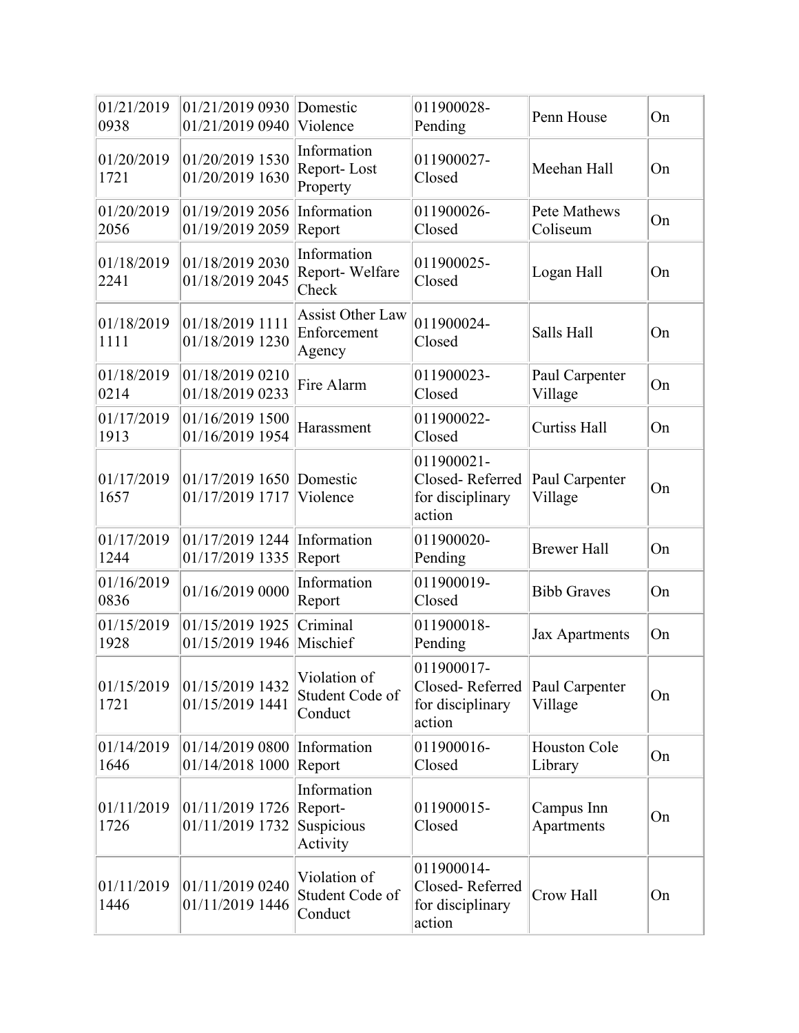| | | | | | |
|---|---|---|---|---|---|
| 01/21/2019 0938 | 01/21/2019 0930 01/21/2019 0940 | Domestic Violence | 011900028- Pending | Penn House | On |
| 01/20/2019 1721 | 01/20/2019 1530 01/20/2019 1630 | Information Report- Lost Property | 011900027- Closed | Meehan Hall | On |
| 01/20/2019 2056 | 01/19/2019 2056 01/19/2019 2059 | Information Report | 011900026- Closed | Pete Mathews Coliseum | On |
| 01/18/2019 2241 | 01/18/2019 2030 01/18/2019 2045 | Information Report- Welfare Check | 011900025- Closed | Logan Hall | On |
| 01/18/2019 1111 | 01/18/2019 1111 01/18/2019 1230 | Assist Other Law Enforcement Agency | 011900024- Closed | Salls Hall | On |
| 01/18/2019 0214 | 01/18/2019 0210 01/18/2019 0233 | Fire Alarm | 011900023- Closed | Paul Carpenter Village | On |
| 01/17/2019 1913 | 01/16/2019 1500 01/16/2019 1954 | Harassment | 011900022- Closed | Curtiss Hall | On |
| 01/17/2019 1657 | 01/17/2019 1650 01/17/2019 1717 | Domestic Violence | 011900021- Closed- Referred for disciplinary action | Paul Carpenter Village | On |
| 01/17/2019 1244 | 01/17/2019 1244 01/17/2019 1335 | Information Report | 011900020- Pending | Brewer Hall | On |
| 01/16/2019 0836 | 01/16/2019 0000 | Information Report | 011900019- Closed | Bibb Graves | On |
| 01/15/2019 1928 | 01/15/2019 1925 01/15/2019 1946 | Criminal Mischief | 011900018- Pending | Jax Apartments | On |
| 01/15/2019 1721 | 01/15/2019 1432 01/15/2019 1441 | Violation of Student Code of Conduct | 011900017- Closed- Referred for disciplinary action | Paul Carpenter Village | On |
| 01/14/2019 1646 | 01/14/2019 0800 01/14/2018 1000 | Information Report | 011900016- Closed | Houston Cole Library | On |
| 01/11/2019 1726 | 01/11/2019 1726 01/11/2019 1732 | Information Report- Suspicious Activity | 011900015- Closed | Campus Inn Apartments | On |
| 01/11/2019 1446 | 01/11/2019 0240 01/11/2019 1446 | Violation of Student Code of Conduct | 011900014- Closed- Referred for disciplinary action | Crow Hall | On |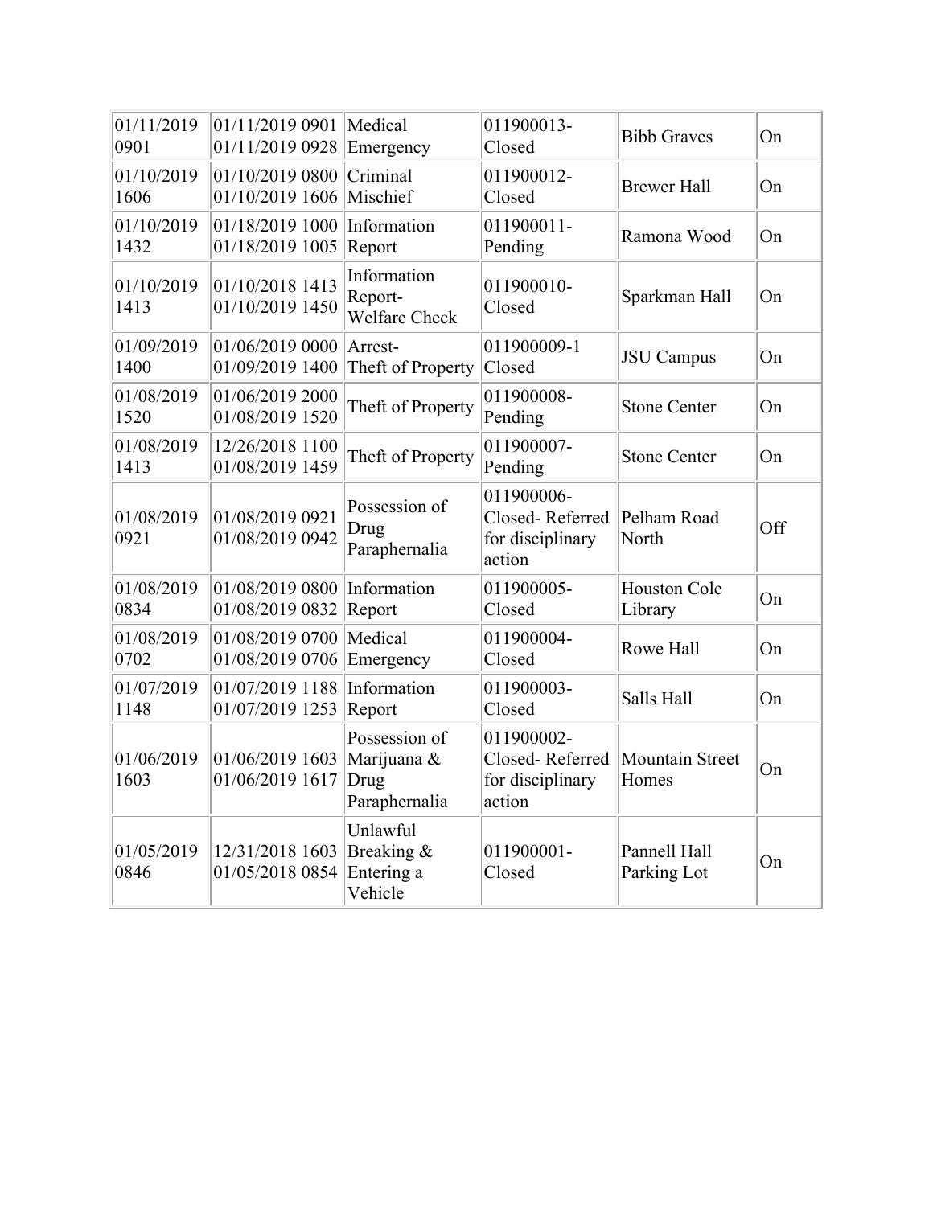| | | | | | |
|---|---|---|---|---|---|
| 01/11/2019 0901 | 01/11/2019 0901 01/11/2019 0928 | Medical Emergency | 011900013- Closed | Bibb Graves | On |
| 01/10/2019 1606 | 01/10/2019 0800 01/10/2019 1606 | Criminal Mischief | 011900012- Closed | Brewer Hall | On |
| 01/10/2019 1432 | 01/18/2019 1000 01/18/2019 1005 | Information Report | 011900011- Pending | Ramona Wood | On |
| 01/10/2019 1413 | 01/10/2018 1413 01/10/2019 1450 | Information Report- Welfare Check | 011900010- Closed | Sparkman Hall | On |
| 01/09/2019 1400 | 01/06/2019 0000 01/09/2019 1400 | Arrest- Theft of Property | 011900009-1 Closed | JSU Campus | On |
| 01/08/2019 1520 | 01/06/2019 2000 01/08/2019 1520 | Theft of Property | 011900008- Pending | Stone Center | On |
| 01/08/2019 1413 | 12/26/2018 1100 01/08/2019 1459 | Theft of Property | 011900007- Pending | Stone Center | On |
| 01/08/2019 0921 | 01/08/2019 0921 01/08/2019 0942 | Possession of Drug Paraphernalia | 011900006- Closed- Referred for disciplinary action | Pelham Road North | Off |
| 01/08/2019 0834 | 01/08/2019 0800 01/08/2019 0832 | Information Report | 011900005- Closed | Houston Cole Library | On |
| 01/08/2019 0702 | 01/08/2019 0700 01/08/2019 0706 | Medical Emergency | 011900004- Closed | Rowe Hall | On |
| 01/07/2019 1148 | 01/07/2019 1188 01/07/2019 1253 | Information Report | 011900003- Closed | Salls Hall | On |
| 01/06/2019 1603 | 01/06/2019 1603 01/06/2019 1617 | Possession of Marijuana & Drug Paraphernalia | 011900002- Closed- Referred for disciplinary action | Mountain Street Homes | On |
| 01/05/2019 0846 | 12/31/2018 1603 01/05/2018 0854 | Unlawful Breaking & Entering a Vehicle | 011900001- Closed | Pannell Hall Parking Lot | On |